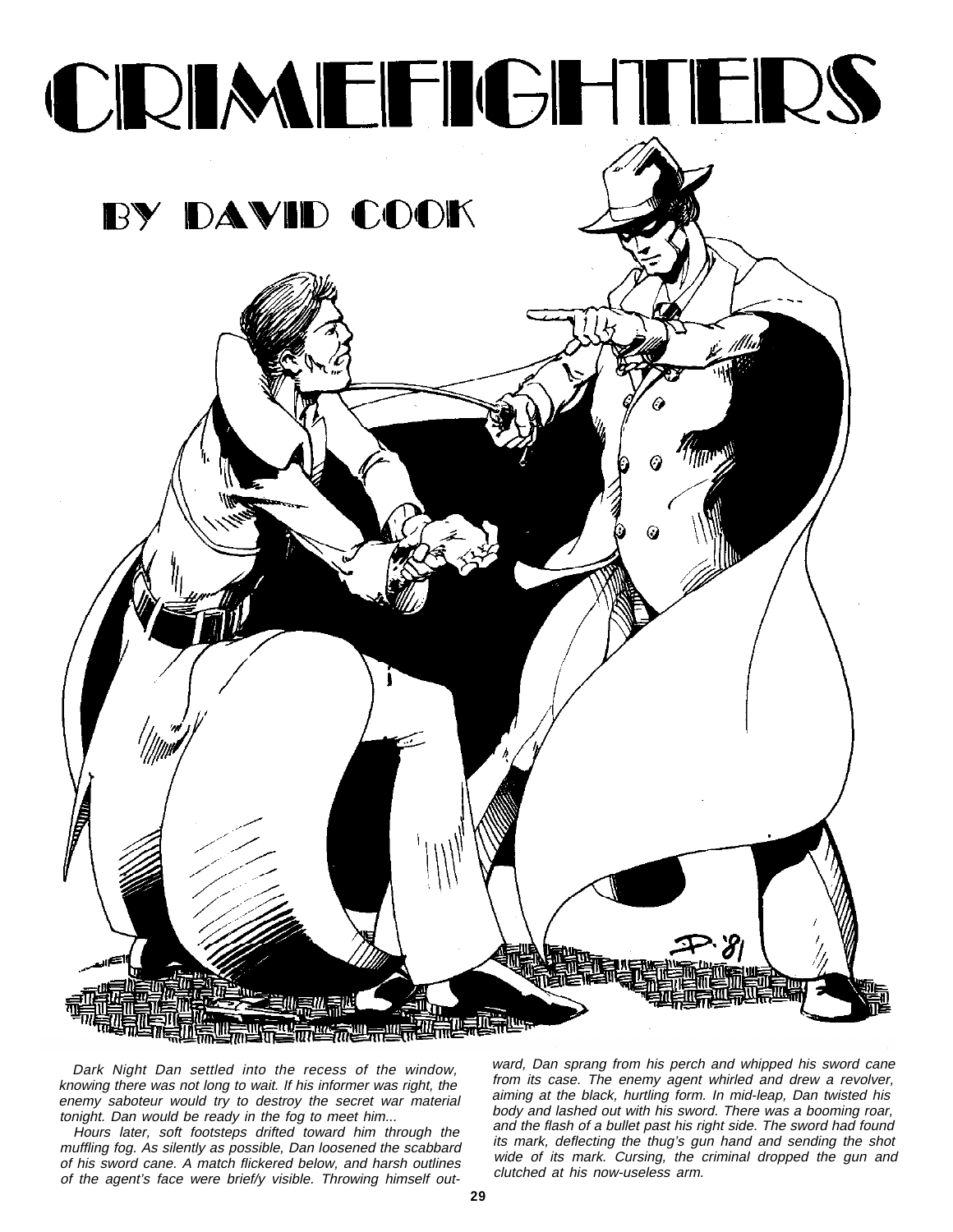# CRIMEFIGHTERS

## BY DAVID COOK

*Dark Night Dan settled into the recess of the window, knowing there was not long to wait. If his informer was right, the enemy saboteur would try to destroy the secret war material tonight. Dan would be ready in the fog to meet him...*

*Hours later, soft footsteps drifted toward him through the muffling fog. As silently as possible, Dan loosened the scabbard of his sword cane. A match flickered below, and harsh outlines of the agent's face were brief/y visible. Throwing himself outward, Dan sprang from his perch and whipped his sword cane from its case. The enemy agent whirled and drew a revolver, aiming at the black, hurtling form. In mid-leap, Dan twisted his body and lashed out with his sword. There was a booming roar, and the flash of a bullet past his right side. The sword had found its mark, deflecting the thug's gun hand and sending the shot wide of its mark. Cursing, the criminal dropped the gun and clutched at his now-useless arm.*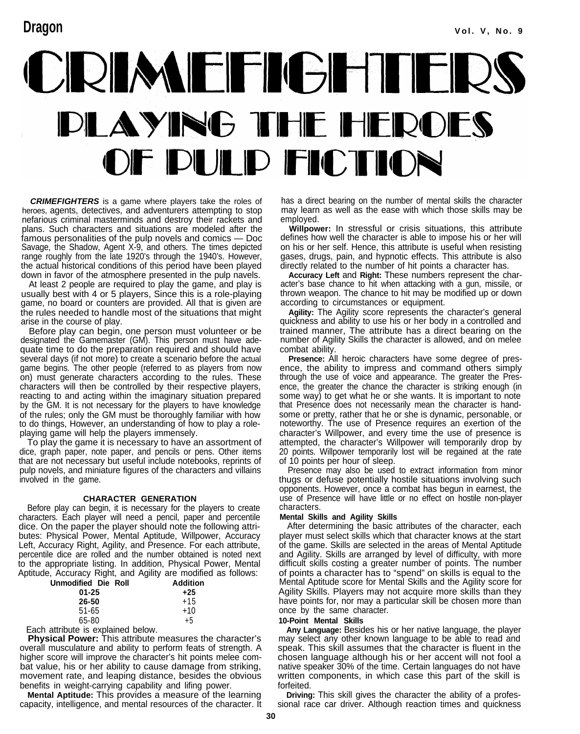# CRIMEFIGHTERS

## PLAYING THE HEROES OF PULP FICTION

***CRIMEFIGHTERS*** is a game where players take the roles of heroes, agents, detectives, and adventurers attempting to stop nefarious criminal masterminds and destroy their rackets and plans. Such characters and situations are modeled after the famous personalities of the pulp novels and comics — Doc Savage, the Shadow, Agent X-9, and others. The times depicted range roughly from the late 1920's through the 1940's. However, the actual historical conditions of this period have been played down in favor of the atmosphere presented in the pulp navels.

At least 2 people are required to play the game, and play is usually best with 4 or 5 players, Since this is a role-playing game, no board or counters are provided. All that is given are the rules needed to handle most of the situations that might arise in the course of play.

Before play can begin, one person must volunteer or be designated the Gamemaster (GM). This person must have adequate time to do the preparation required and should have several days (if not more) to create a scenario before the actual game begins. The other people (referred to as players from now on) must generate characters according to the rules. These characters will then be controlled by their respective players, reacting to and acting within the imaginary situation prepared by the GM. It is not necessary for the players to have knowledge of the rules; only the GM must be thoroughly familiar with how to do things, However, an understanding of how to play a role-playing game will help the players immensely.

To play the game it is necessary to have an assortment of dice, graph paper, note paper, and pencils or pens. Other items that are not necessary but useful include notebooks, reprints of pulp novels, and miniature figures of the characters and villains involved in the game.

### CHARACTER GENERATION

Before play can begin, it is necessary for the players to create characters. Each player will need a pencil, paper and percentile dice. On the paper the player should note the following attributes: Physical Power, Mental Aptitude, Willpower, Accuracy Left, Accuracy Right, Agility, and Presence. For each attribute, percentile dice are rolled and the number obtained is noted next to the appropriate listing. In addition, Physical Power, Mental Aptitude, Accuracy Right, and Agility are modified as follows:

| Unmodified Die Roll | Addition |
|---|---|
| 01-25 | +25 |
| 26-50 | +15 |
| 51-65 | +10 |
| 65-80 | +5 |

Each attribute is explained below.

**Physical Power:** This attribute measures the character's overall musculature and ability to perform feats of strength. A higher score will improve the character's hit points melee combat value, his or her ability to cause damage from striking, movement rate, and leaping distance, besides the obvious benefits in weight-carrying capability and lifing power.

**Mental Aptitude:** This provides a measure of the learning capacity, intelligence, and mental resources of the character. It has a direct bearing on the number of mental skills the character may learn as well as the ease with which those skills may be employed.

**Willpower:** In stressful or crisis situations, this attribute defines how well the character is able to impose his or her will on his or her self. Hence, this attribute is useful when resisting gases, drugs, pain, and hypnotic effects. This attribute is also directly related to the number of hit points a character has.

**Accuracy Left** and **Right:** These numbers represent the character's base chance to hit when attacking with a gun, missile, or thrown weapon. The chance to hit may be modified up or down according to circumstances or equipment.

**Agility:** The Agility score represents the character's general quickness and ability to use his or her body in a controlled and trained manner, The attribute has a direct bearing on the number of Agility Skills the character is allowed, and on melee combat ability.

**Presence:** All heroic characters have some degree of presence, the ability to impress and command others simply through the use of voice and appearance. The greater the Presence, the greater the chance the character is striking enough (in some way) to get what he or she wants. It is important to note that Presence does not necessarily mean the character is handsome or pretty, rather that he or she is dynamic, personable, or noteworthy. The use of Presence requires an exertion of the character's Willpower, and every time the use of presence is attempted, the character's Willpower will temporarily drop by 20 points. Willpower temporarily lost will be regained at the rate of 10 points per hour of sleep.

Presence may also be used to extract information from minor thugs or defuse potentially hostile situations involving such opponents. However, once a combat has begun in earnest, the use of Presence will have little or no effect on hostile non-player characters.

#### Mental Skills and Agility Skills

After determining the basic attributes of the character, each player must select skills which that character knows at the start of the game. Skills are selected in the areas of Mental Aptitude and Agility. Skills are arranged by level of difficulty, with more difficult skills costing a greater number of points. The number of points a character has to "spend" on skills is equal to the Mental Aptitude score for Mental Skills and the Agility score for Agility Skills. Players may not acquire more skills than they have points for, nor may a particular skill be chosen more than once by the same character.

#### 10-Point Mental Skills

**Any Language:** Besides his or her native language, the player may select any other known language to be able to read and speak. This skill assumes that the character is fluent in the chosen language although his or her accent will not fool a native speaker 30% of the time. Certain languages do not have written components, in which case this part of the skill is forfeited.

**Driving:** This skill gives the character the ability of a professional race car driver. Although reaction times and quickness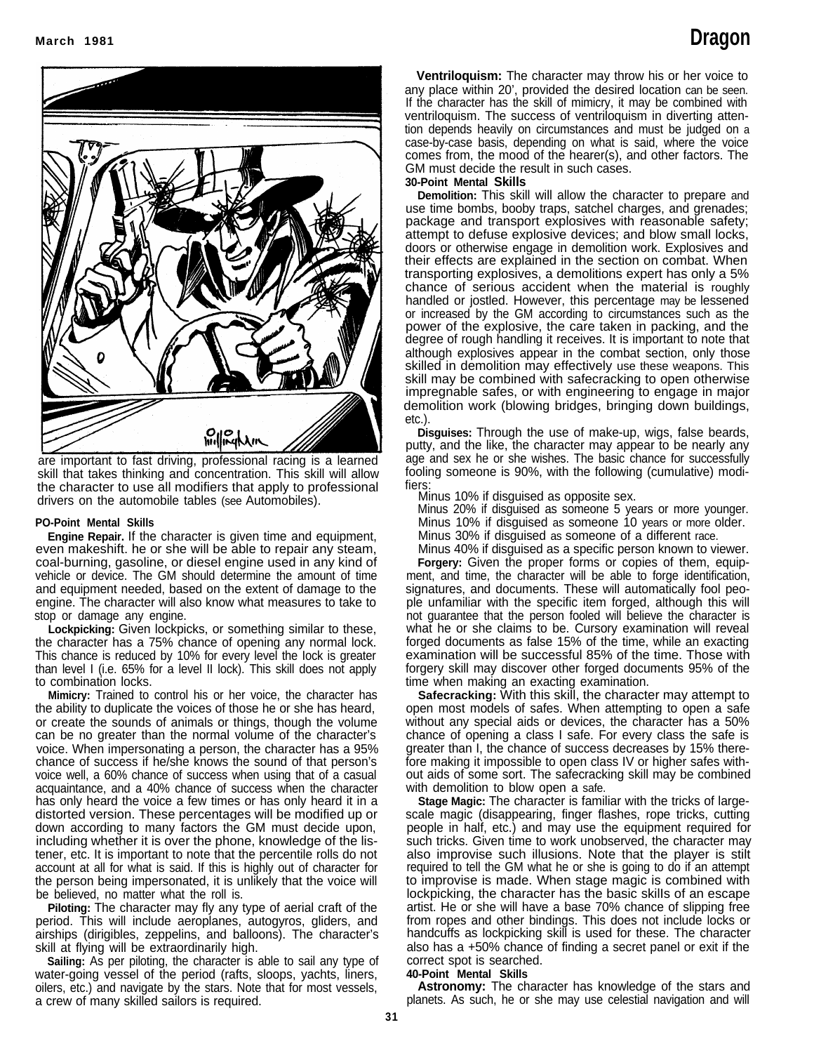are important to fast driving, professional racing is a learned skill that takes thinking and concentration. This skill will allow the character to use all modifiers that apply to professional drivers on the automobile tables (see Automobiles).

**PO-Point Mental Skills**

**Engine Repair.** If the character is given time and equipment, even makeshift. he or she will be able to repair any steam, coal-burning, gasoline, or diesel engine used in any kind of vehicle or device. The GM should determine the amount of time and equipment needed, based on the extent of damage to the engine. The character will also know what measures to take to stop or damage any engine.

**Lockpicking:** Given lockpicks, or something similar to these, the character has a 75% chance of opening any normal lock. This chance is reduced by 10% for every level the lock is greater than level I (i.e. 65% for a level II lock). This skill does not apply to combination locks.

**Mimicry:** Trained to control his or her voice, the character has the ability to duplicate the voices of those he or she has heard, or create the sounds of animals or things, though the volume can be no greater than the normal volume of the character's voice. When impersonating a person, the character has a 95% chance of success if he/she knows the sound of that person's voice well, a 60% chance of success when using that of a casual acquaintance, and a 40% chance of success when the character has only heard the voice a few times or has only heard it in a distorted version. These percentages will be modified up or down according to many factors the GM must decide upon, including whether it is over the phone, knowledge of the listener, etc. It is important to note that the percentile rolls do not account at all for what is said. If this is highly out of character for the person being impersonated, it is unlikely that the voice will be believed, no matter what the roll is.

**Piloting:** The character may fly any type of aerial craft of the period. This will include aeroplanes, autogyros, gliders, and airships (dirigibles, zeppelins, and balloons). The character's skill at flying will be extraordinarily high.

**Sailing:** As per piloting, the character is able to sail any type of water-going vessel of the period (rafts, sloops, yachts, liners, oilers, etc.) and navigate by the stars. Note that for most vessels, a crew of many skilled sailors is required.

**Ventriloquism:** The character may throw his or her voice to any place within 20', provided the desired location can be seen. If the character has the skill of mimicry, it may be combined with ventriloquism. The success of ventriloquism in diverting attention depends heavily on circumstances and must be judged on a case-by-case basis, depending on what is said, where the voice comes from, the mood of the hearer(s), and other factors. The GM must decide the result in such cases.

**30-Point Mental Skills**

**Demolition:** This skill will allow the character to prepare and use time bombs, booby traps, satchel charges, and grenades; package and transport explosives with reasonable safety; attempt to defuse explosive devices; and blow small locks, doors or otherwise engage in demolition work. Explosives and their effects are explained in the section on combat. When transporting explosives, a demolitions expert has only a 5% chance of serious accident when the material is roughly handled or jostled. However, this percentage may be lessened or increased by the GM according to circumstances such as the power of the explosive, the care taken in packing, and the degree of rough handling it receives. It is important to note that although explosives appear in the combat section, only those skilled in demolition may effectively use these weapons. This skill may be combined with safecracking to open otherwise impregnable safes, or with engineering to engage in major demolition work (blowing bridges, bringing down buildings, etc.).

**Disguises:** Through the use of make-up, wigs, false beards, putty, and the like, the character may appear to be nearly any age and sex he or she wishes. The basic chance for successfully fooling someone is 90%, with the following (cumulative) modifiers:

- Minus 10% if disguised as opposite sex.
- Minus 20% if disguised as someone 5 years or more younger.
- Minus 10% if disguised as someone 10 years or more older.
- Minus 30% if disguised as someone of a different race.
- Minus 40% if disguised as a specific person known to viewer.

**Forgery:** Given the proper forms or copies of them, equipment, and time, the character will be able to forge identification, signatures, and documents. These will automatically fool people unfamiliar with the specific item forged, although this will not guarantee that the person fooled will believe the character is what he or she claims to be. Cursory examination will reveal forged documents as false 15% of the time, while an exacting examination will be successful 85% of the time. Those with forgery skill may discover other forged documents 95% of the time when making an exacting examination.

**Safecracking:** With this skill, the character may attempt to open most models of safes. When attempting to open a safe without any special aids or devices, the character has a 50% chance of opening a class I safe. For every class the safe is greater than I, the chance of success decreases by 15% therefore making it impossible to open class IV or higher safes without aids of some sort. The safecracking skill may be combined with demolition to blow open a safe.

**Stage Magic:** The character is familiar with the tricks of large-scale magic (disappearing, finger flashes, rope tricks, cutting people in half, etc.) and may use the equipment required for such tricks. Given time to work unobserved, the character may also improvise such illusions. Note that the player is stilt required to tell the GM what he or she is going to do if an attempt to improvise is made. When stage magic is combined with lockpicking, the character has the basic skills of an escape artist. He or she will have a base 70% chance of slipping free from ropes and other bindings. This does not include locks or handcuffs as lockpicking skill is used for these. The character also has a +50% chance of finding a secret panel or exit if the correct spot is searched.

**40-Point Mental Skills**

**Astronomy:** The character has knowledge of the stars and planets. As such, he or she may use celestial navigation and will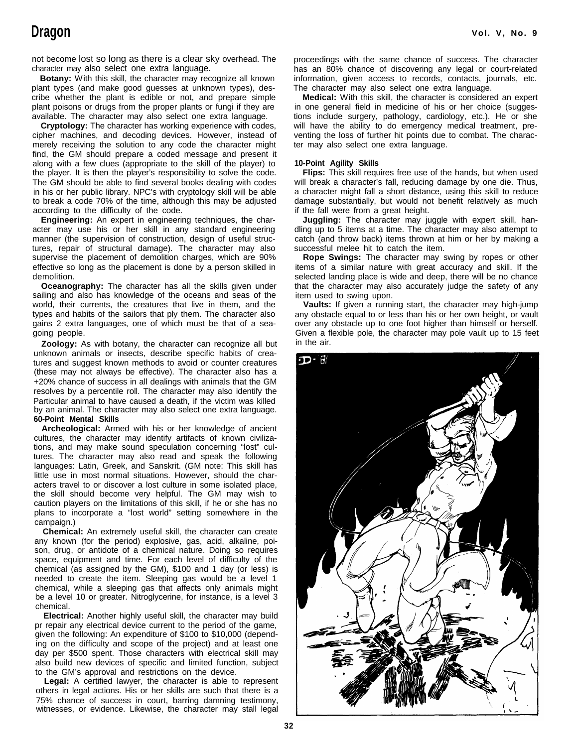not become lost so long as there is a clear sky overhead. The character may also select one extra language.

**Botany:** With this skill, the character may recognize all known plant types (and make good guesses at unknown types), describe whether the plant is edible or not, and prepare simple plant poisons or drugs from the proper plants or fungi if they are available. The character may also select one extra language.

**Cryptology:** The character has working experience with codes, cipher machines, and decoding devices. However, instead of merely receiving the solution to any code the character might find, the GM should prepare a coded message and present it along with a few clues (appropriate to the skill of the player) to the player. It is then the player's responsibility to solve the code. The GM should be able to find several books dealing with codes in his or her public library. NPC's with cryptology skill will be able to break a code 70% of the time, although this may be adjusted according to the difficulty of the code.

**Engineering:** An expert in engineering techniques, the character may use his or her skill in any standard engineering manner (the supervision of construction, design of useful structures, repair of structural damage). The character may also supervise the placement of demolition charges, which are 90% effective so long as the placement is done by a person skilled in demolition.

**Oceanography:** The character has all the skills given under sailing and also has knowledge of the oceans and seas of the world, their currents, the creatures that live in them, and the types and habits of the sailors that ply them. The character also gains 2 extra languages, one of which must be that of a sea-going people.

**Zoology:** As with botany, the character can recognize all but unknown animals or insects, describe specific habits of creatures and suggest known methods to avoid or counter creatures (these may not always be effective). The character also has a +20% chance of success in all dealings with animals that the GM resolves by a percentile roll. The character may also identify the Particular animal to have caused a death, if the victim was killed by an animal. The character may also select one extra language.

**60-Point Mental Skills**

**Archeological:** Armed with his or her knowledge of ancient cultures, the character may identify artifacts of known civilizations, and may make sound speculation concerning "lost" cultures. The character may also read and speak the following languages: Latin, Greek, and Sanskrit. (GM note: This skill has little use in most normal situations. However, should the characters travel to or discover a lost culture in some isolated place, the skill should become very helpful. The GM may wish to caution players on the limitations of this skill, if he or she has no plans to incorporate a "lost world" setting somewhere in the campaign.)

**Chemical:** An extremely useful skill, the character can create any known (for the period) explosive, gas, acid, alkaline, poison, drug, or antidote of a chemical nature. Doing so requires space, equipment and time. For each level of difficulty of the chemical (as assigned by the GM), $100 and 1 day (or less) is needed to create the item. Sleeping gas would be a level 1 chemical, while a sleeping gas that affects only animals might be a level 10 or greater. Nitroglycerine, for instance, is a level 3 chemical.

**Electrical:** Another highly useful skill, the character may build pr repair any electrical device current to the period of the game, given the following: An expenditure of $100 to $10,000 (depending on the difficulty and scope of the project) and at least one day per $500 spent. Those characters with electrical skill may also build new devices of specific and limited function, subject to the GM's approval and restrictions on the device.

**Legal:** A certified lawyer, the character is able to represent others in legal actions. His or her skills are such that there is a 75% chance of success in court, barring damning testimony, witnesses, or evidence. Likewise, the character may stall legal proceedings with the same chance of success. The character has an 80% chance of discovering any legal or court-related information, given access to records, contacts, journals, etc. The character may also select one extra language.

**Medical:** With this skill, the character is considered an expert in one general field in medicine of his or her choice (suggestions include surgery, pathology, cardiology, etc.). He or she will have the ability to do emergency medical treatment, preventing the loss of further hit points due to combat. The character may also select one extra language.

**10-Point Agility Skills**

**Flips:** This skill requires free use of the hands, but when used will break a character's fall, reducing damage by one die. Thus, a character might fall a short distance, using this skill to reduce damage substantially, but would not benefit relatively as much if the fall were from a great height.

**Juggling:** The character may juggle with expert skill, handling up to 5 items at a time. The character may also attempt to catch (and throw back) items thrown at him or her by making a successful melee hit to catch the item.

**Rope Swings:** The character may swing by ropes or other items of a similar nature with great accuracy and skill. If the selected landing place is wide and deep, there will be no chance that the character may also accurately judge the safety of any item used to swing upon.

**Vaults:** If given a running start, the character may high-jump any obstacle equal to or less than his or her own height, or vault over any obstacle up to one foot higher than himself or herself. Given a flexible pole, the character may pole vault up to 15 feet in the air.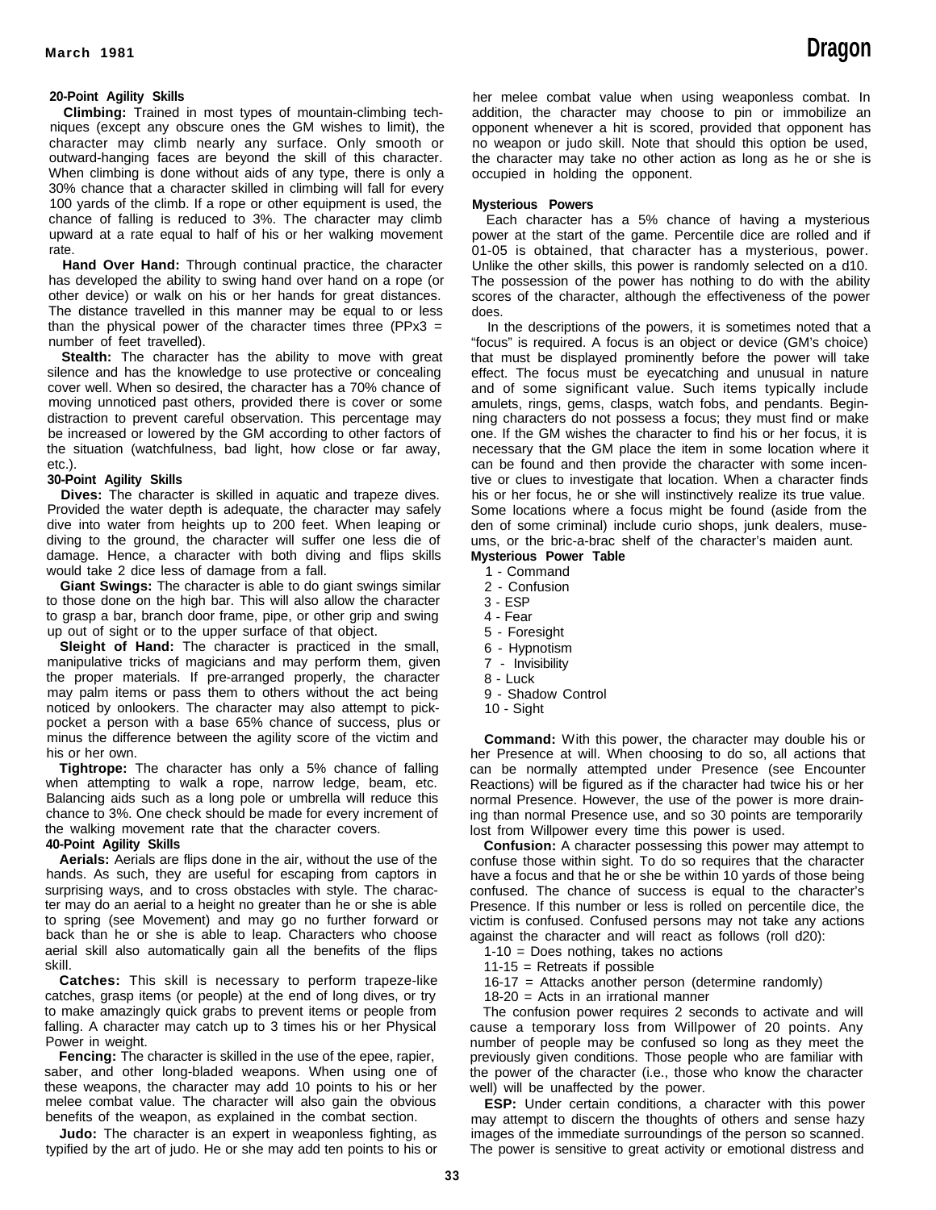### 20-Point Agility Skills

**Climbing:** Trained in most types of mountain-climbing techniques (except any obscure ones the GM wishes to limit), the character may climb nearly any surface. Only smooth or outward-hanging faces are beyond the skill of this character. When climbing is done without aids of any type, there is only a 30% chance that a character skilled in climbing will fall for every 100 yards of the climb. If a rope or other equipment is used, the chance of falling is reduced to 3%. The character may climb upward at a rate equal to half of his or her walking movement rate.

**Hand Over Hand:** Through continual practice, the character has developed the ability to swing hand over hand on a rope (or other device) or walk on his or her hands for great distances. The distance travelled in this manner may be equal to or less than the physical power of the character times three (PPx3 = number of feet travelled).

**Stealth:** The character has the ability to move with great silence and has the knowledge to use protective or concealing cover well. When so desired, the character has a 70% chance of moving unnoticed past others, provided there is cover or some distraction to prevent careful observation. This percentage may be increased or lowered by the GM according to other factors of the situation (watchfulness, bad light, how close or far away, etc.).

### 30-Point Agility Skills

**Dives:** The character is skilled in aquatic and trapeze dives. Provided the water depth is adequate, the character may safely dive into water from heights up to 200 feet. When leaping or diving to the ground, the character will suffer one less die of damage. Hence, a character with both diving and flips skills would take 2 dice less of damage from a fall.

**Giant Swings:** The character is able to do giant swings similar to those done on the high bar. This will also allow the character to grasp a bar, branch door frame, pipe, or other grip and swing up out of sight or to the upper surface of that object.

**Sleight of Hand:** The character is practiced in the small, manipulative tricks of magicians and may perform them, given the proper materials. If pre-arranged properly, the character may palm items or pass them to others without the act being noticed by onlookers. The character may also attempt to pickpocket a person with a base 65% chance of success, plus or minus the difference between the agility score of the victim and his or her own.

**Tightrope:** The character has only a 5% chance of falling when attempting to walk a rope, narrow ledge, beam, etc. Balancing aids such as a long pole or umbrella will reduce this chance to 3%. One check should be made for every increment of the walking movement rate that the character covers.

### 40-Point Agility Skills

**Aerials:** Aerials are flips done in the air, without the use of the hands. As such, they are useful for escaping from captors in surprising ways, and to cross obstacles with style. The character may do an aerial to a height no greater than he or she is able to spring (see Movement) and may go no further forward or back than he or she is able to leap. Characters who choose aerial skill also automatically gain all the benefits of the flips skill.

**Catches:** This skill is necessary to perform trapeze-like catches, grasp items (or people) at the end of long dives, or try to make amazingly quick grabs to prevent items or people from falling. A character may catch up to 3 times his or her Physical Power in weight.

**Fencing:** The character is skilled in the use of the epee, rapier, saber, and other long-bladed weapons. When using one of these weapons, the character may add 10 points to his or her melee combat value. The character will also gain the obvious benefits of the weapon, as explained in the combat section.

**Judo:** The character is an expert in weaponless fighting, as typified by the art of judo. He or she may add ten points to his or her melee combat value when using weaponless combat. In addition, the character may choose to pin or immobilize an opponent whenever a hit is scored, provided that opponent has no weapon or judo skill. Note that should this option be used, the character may take no other action as long as he or she is occupied in holding the opponent.

### Mysterious Powers

Each character has a 5% chance of having a mysterious power at the start of the game. Percentile dice are rolled and if 01-05 is obtained, that character has a mysterious, power. Unlike the other skills, this power is randomly selected on a d10. The possession of the power has nothing to do with the ability scores of the character, although the effectiveness of the power does.

In the descriptions of the powers, it is sometimes noted that a "focus" is required. A focus is an object or device (GM's choice) that must be displayed prominently before the power will take effect. The focus must be eyecatching and unusual in nature and of some significant value. Such items typically include amulets, rings, gems, clasps, watch fobs, and pendants. Beginning characters do not possess a focus; they must find or make one. If the GM wishes the character to find his or her focus, it is necessary that the GM place the item in some location where it can be found and then provide the character with some incentive or clues to investigate that location. When a character finds his or her focus, he or she will instinctively realize its true value. Some locations where a focus might be found (aside from the den of some criminal) include curio shops, junk dealers, museums, or the bric-a-brac shelf of the character's maiden aunt.

**Mysterious Power Table**

1 - Command
2 - Confusion
3 - ESP
4 - Fear
5 - Foresight
6 - Hypnotism
7 - Invisibility
8 - Luck
9 - Shadow Control
10 - Sight

**Command:** With this power, the character may double his or her Presence at will. When choosing to do so, all actions that can be normally attempted under Presence (see Encounter Reactions) will be figured as if the character had twice his or her normal Presence. However, the use of the power is more draining than normal Presence use, and so 30 points are temporarily lost from Willpower every time this power is used.

**Confusion:** A character possessing this power may attempt to confuse those within sight. To do so requires that the character have a focus and that he or she be within 10 yards of those being confused. The chance of success is equal to the character's Presence. If this number or less is rolled on percentile dice, the victim is confused. Confused persons may not take any actions against the character and will react as follows (roll d20):

1-10 = Does nothing, takes no actions
11-15 = Retreats if possible
16-17 = Attacks another person (determine randomly)
18-20 = Acts in an irrational manner

The confusion power requires 2 seconds to activate and will cause a temporary loss from Willpower of 20 points. Any number of people may be confused so long as they meet the previously given conditions. Those people who are familiar with the power of the character (i.e., those who know the character well) will be unaffected by the power.

**ESP:** Under certain conditions, a character with this power may attempt to discern the thoughts of others and sense hazy images of the immediate surroundings of the person so scanned. The power is sensitive to great activity or emotional distress and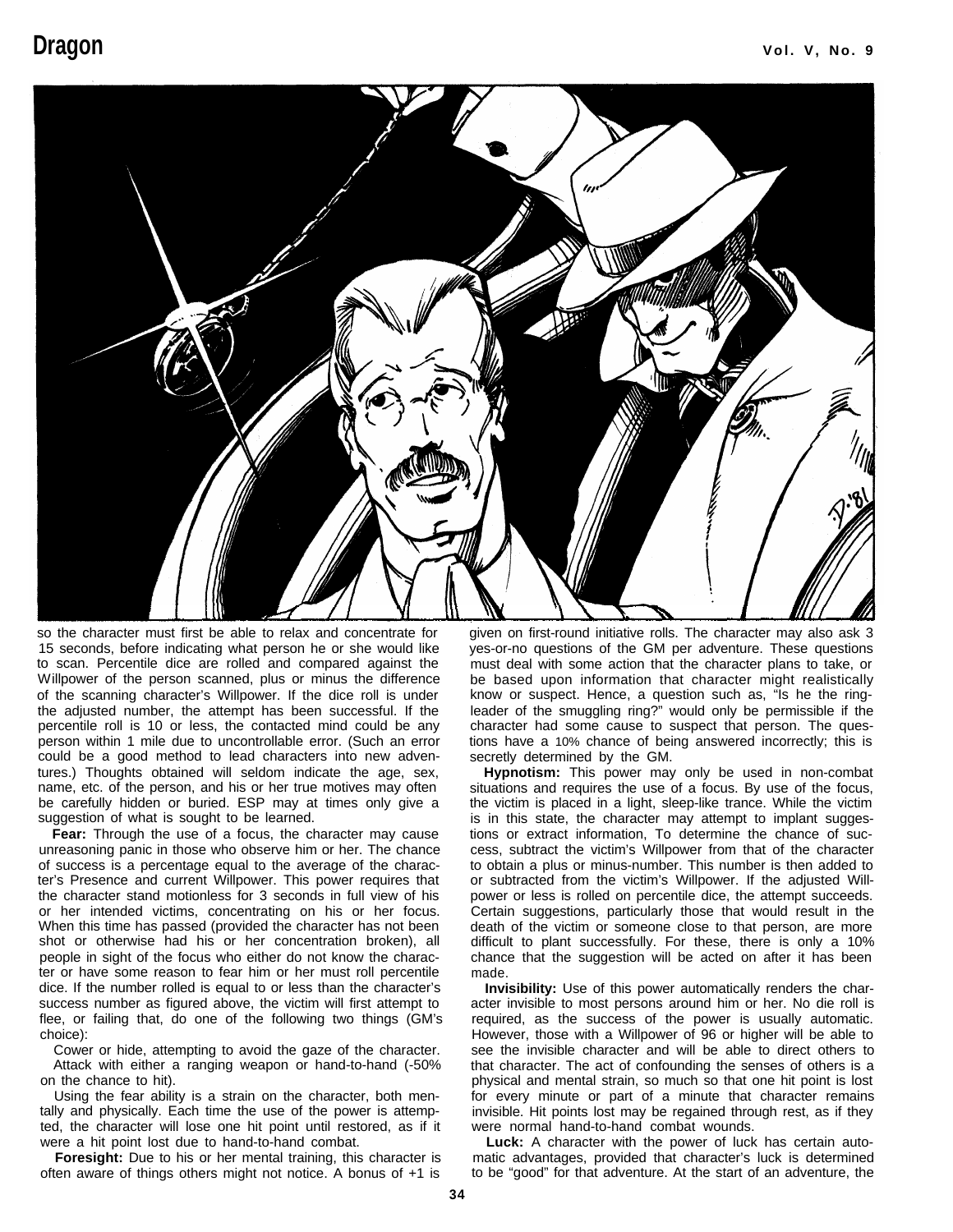so the character must first be able to relax and concentrate for 15 seconds, before indicating what person he or she would like to scan. Percentile dice are rolled and compared against the Willpower of the person scanned, plus or minus the difference of the scanning character's Willpower. If the dice roll is under the adjusted number, the attempt has been successful. If the percentile roll is 10 or less, the contacted mind could be any person within 1 mile due to uncontrollable error. (Such an error could be a good method to lead characters into new adventures.) Thoughts obtained will seldom indicate the age, sex, name, etc. of the person, and his or her true motives may often be carefully hidden or buried. ESP may at times only give a suggestion of what is sought to be learned.

**Fear:** Through the use of a focus, the character may cause unreasoning panic in those who observe him or her. The chance of success is a percentage equal to the average of the character's Presence and current Willpower. This power requires that the character stand motionless for 3 seconds in full view of his or her intended victims, concentrating on his or her focus. When this time has passed (provided the character has not been shot or otherwise had his or her concentration broken), all people in sight of the focus who either do not know the character or have some reason to fear him or her must roll percentile dice. If the number rolled is equal to or less than the character's success number as figured above, the victim will first attempt to flee, or failing that, do one of the following two things (GM's choice):

Cower or hide, attempting to avoid the gaze of the character.

Attack with either a ranging weapon or hand-to-hand (-50% on the chance to hit).

Using the fear ability is a strain on the character, both mentally and physically. Each time the use of the power is attempted, the character will lose one hit point until restored, as if it were a hit point lost due to hand-to-hand combat.

**Foresight:** Due to his or her mental training, this character is often aware of things others might not notice. A bonus of +1 is given on first-round initiative rolls. The character may also ask 3 yes-or-no questions of the GM per adventure. These questions must deal with some action that the character plans to take, or be based upon information that character might realistically know or suspect. Hence, a question such as, "Is he the ringleader of the smuggling ring?" would only be permissible if the character had some cause to suspect that person. The questions have a 10% chance of being answered incorrectly; this is secretly determined by the GM.

**Hypnotism:** This power may only be used in non-combat situations and requires the use of a focus. By use of the focus, the victim is placed in a light, sleep-like trance. While the victim is in this state, the character may attempt to implant suggestions or extract information, To determine the chance of success, subtract the victim's Willpower from that of the character to obtain a plus or minus-number. This number is then added to or subtracted from the victim's Willpower. If the adjusted Willpower or less is rolled on percentile dice, the attempt succeeds. Certain suggestions, particularly those that would result in the death of the victim or someone close to that person, are more difficult to plant successfully. For these, there is only a 10% chance that the suggestion will be acted on after it has been made.

**Invisibility:** Use of this power automatically renders the character invisible to most persons around him or her. No die roll is required, as the success of the power is usually automatic. However, those with a Willpower of 96 or higher will be able to see the invisible character and will be able to direct others to that character. The act of confounding the senses of others is a physical and mental strain, so much so that one hit point is lost for every minute or part of a minute that character remains invisible. Hit points lost may be regained through rest, as if they were normal hand-to-hand combat wounds.

**Luck:** A character with the power of luck has certain automatic advantages, provided that character's luck is determined to be "good" for that adventure. At the start of an adventure, the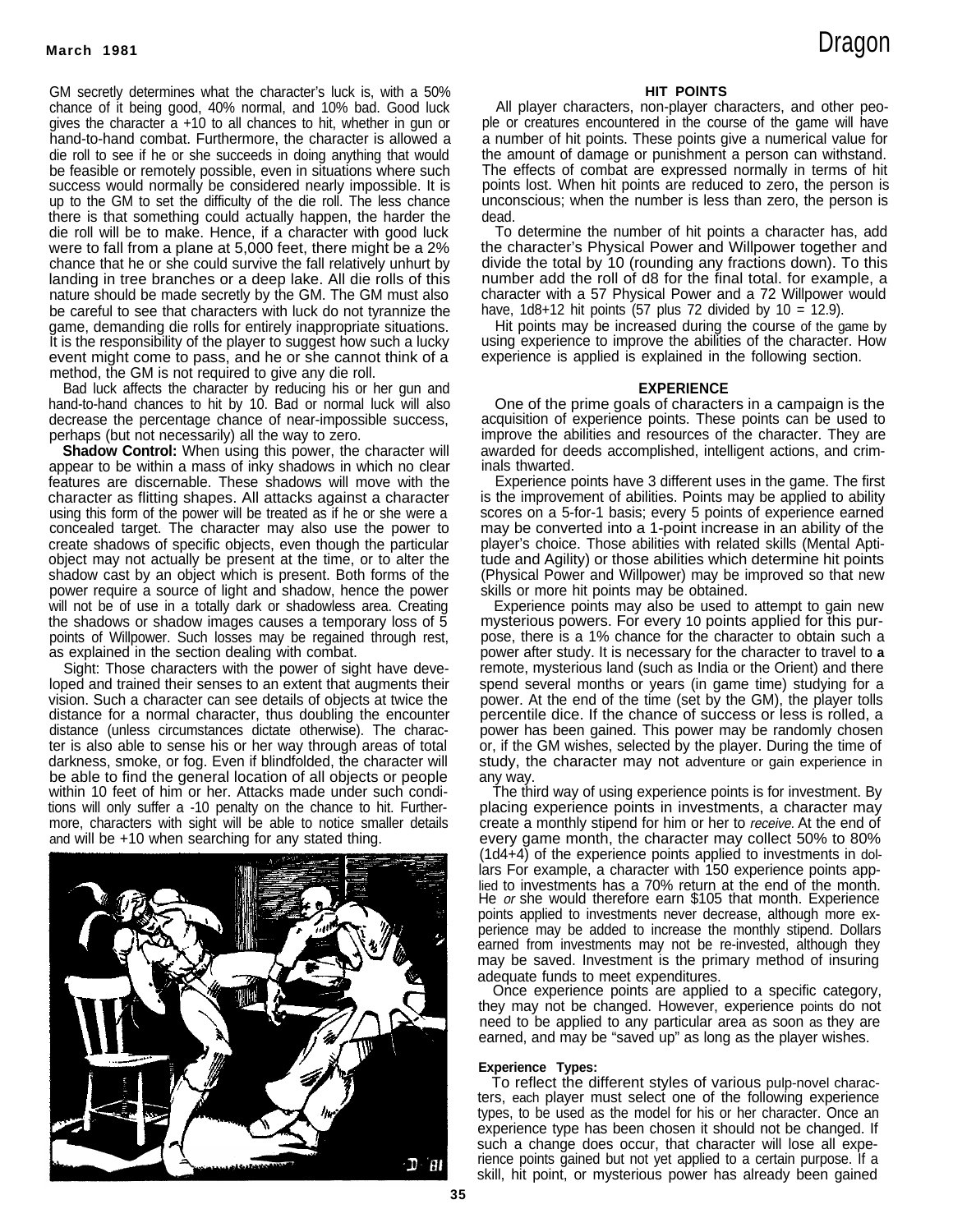GM secretly determines what the character's luck is, with a 50% chance of it being good, 40% normal, and 10% bad. Good luck gives the character a +10 to all chances to hit, whether in gun or hand-to-hand combat. Furthermore, the character is allowed a die roll to see if he or she succeeds in doing anything that would be feasible or remotely possible, even in situations where such success would normally be considered nearly impossible. It is up to the GM to set the difficulty of the die roll. The less chance there is that something could actually happen, the harder the die roll will be to make. Hence, if a character with good luck were to fall from a plane at 5,000 feet, there might be a 2% chance that he or she could survive the fall relatively unhurt by landing in tree branches or a deep lake. All die rolls of this nature should be made secretly by the GM. The GM must also be careful to see that characters with luck do not tyrannize the game, demanding die rolls for entirely inappropriate situations. It is the responsibility of the player to suggest how such a lucky event might come to pass, and he or she cannot think of a method, the GM is not required to give any die roll.

Bad luck affects the character by reducing his or her gun and hand-to-hand chances to hit by 10. Bad or normal luck will also decrease the percentage chance of near-impossible success, perhaps (but not necessarily) all the way to zero.

**Shadow Control:** When using this power, the character will appear to be within a mass of inky shadows in which no clear features are discernable. These shadows will move with the character as flitting shapes. All attacks against a character using this form of the power will be treated as if he or she were a concealed target. The character may also use the power to create shadows of specific objects, even though the particular object may not actually be present at the time, or to alter the shadow cast by an object which is present. Both forms of the power require a source of light and shadow, hence the power will not be of use in a totally dark or shadowless area. Creating the shadows or shadow images causes a temporary loss of 5 points of Willpower. Such losses may be regained through rest, as explained in the section dealing with combat.

Sight: Those characters with the power of sight have developed and trained their senses to an extent that augments their vision. Such a character can see details of objects at twice the distance for a normal character, thus doubling the encounter distance (unless circumstances dictate otherwise). The character is also able to sense his or her way through areas of total darkness, smoke, or fog. Even if blindfolded, the character will be able to find the general location of all objects or people within 10 feet of him or her. Attacks made under such conditions will only suffer a -10 penalty on the chance to hit. Furthermore, characters with sight will be able to notice smaller details and will be +10 when searching for any stated thing.

**HIT POINTS**

All player characters, non-player characters, and other people or creatures encountered in the course of the game will have a number of hit points. These points give a numerical value for the amount of damage or punishment a person can withstand. The effects of combat are expressed normally in terms of hit points lost. When hit points are reduced to zero, the person is unconscious; when the number is less than zero, the person is dead.

To determine the number of hit points a character has, add the character's Physical Power and Willpower together and divide the total by 10 (rounding any fractions down). To this number add the roll of d8 for the final total. for example, a character with a 57 Physical Power and a 72 Willpower would have, 1d8+12 hit points (57 plus 72 divided by 10 = 12.9).

Hit points may be increased during the course of the game by using experience to improve the abilities of the character. How experience is applied is explained in the following section.

**EXPERIENCE**

One of the prime goals of characters in a campaign is the acquisition of experience points. These points can be used to improve the abilities and resources of the character. They are awarded for deeds accomplished, intelligent actions, and criminals thwarted.

Experience points have 3 different uses in the game. The first is the improvement of abilities. Points may be applied to ability scores on a 5-for-1 basis; every 5 points of experience earned may be converted into a 1-point increase in an ability of the player's choice. Those abilities with related skills (Mental Aptitude and Agility) or those abilities which determine hit points (Physical Power and Willpower) may be improved so that new skills or more hit points may be obtained.

Experience points may also be used to attempt to gain new mysterious powers. For every 10 points applied for this purpose, there is a 1% chance for the character to obtain such a power after study. It is necessary for the character to travel to **a** remote, mysterious land (such as India or the Orient) and there spend several months or years (in game time) studying for a power. At the end of the time (set by the GM), the player tolls percentile dice. If the chance of success or less is rolled, a power has been gained. This power may be randomly chosen or, if the GM wishes, selected by the player. During the time of study, the character may not adventure or gain experience in any way.

The third way of using experience points is for investment. By placing experience points in investments, a character may create a monthly stipend for him or her to *receive.* At the end of every game month, the character may collect 50% to 80% (1d4+4) of the experience points applied to investments in dollars For example, a character with 150 experience points applied to investments has a 70% return at the end of the month. He *or* she would therefore earn $105 that month. Experience points applied to investments never decrease, although more experience may be added to increase the monthly stipend. Dollars earned from investments may not be re-invested, although they may be saved. Investment is the primary method of insuring adequate funds to meet expenditures.

Once experience points are applied to a specific category, they may not be changed. However, experience points do not need to be applied to any particular area as soon as they are earned, and may be "saved up" as long as the player wishes.

**Experience Types:**

To reflect the different styles of various pulp-novel characters, each player must select one of the following experience types, to be used as the model for his or her character. Once an experience type has been chosen it should not be changed. If such a change does occur, that character will lose all experience points gained but not yet applied to a certain purpose. If a skill, hit point, or mysterious power has already been gained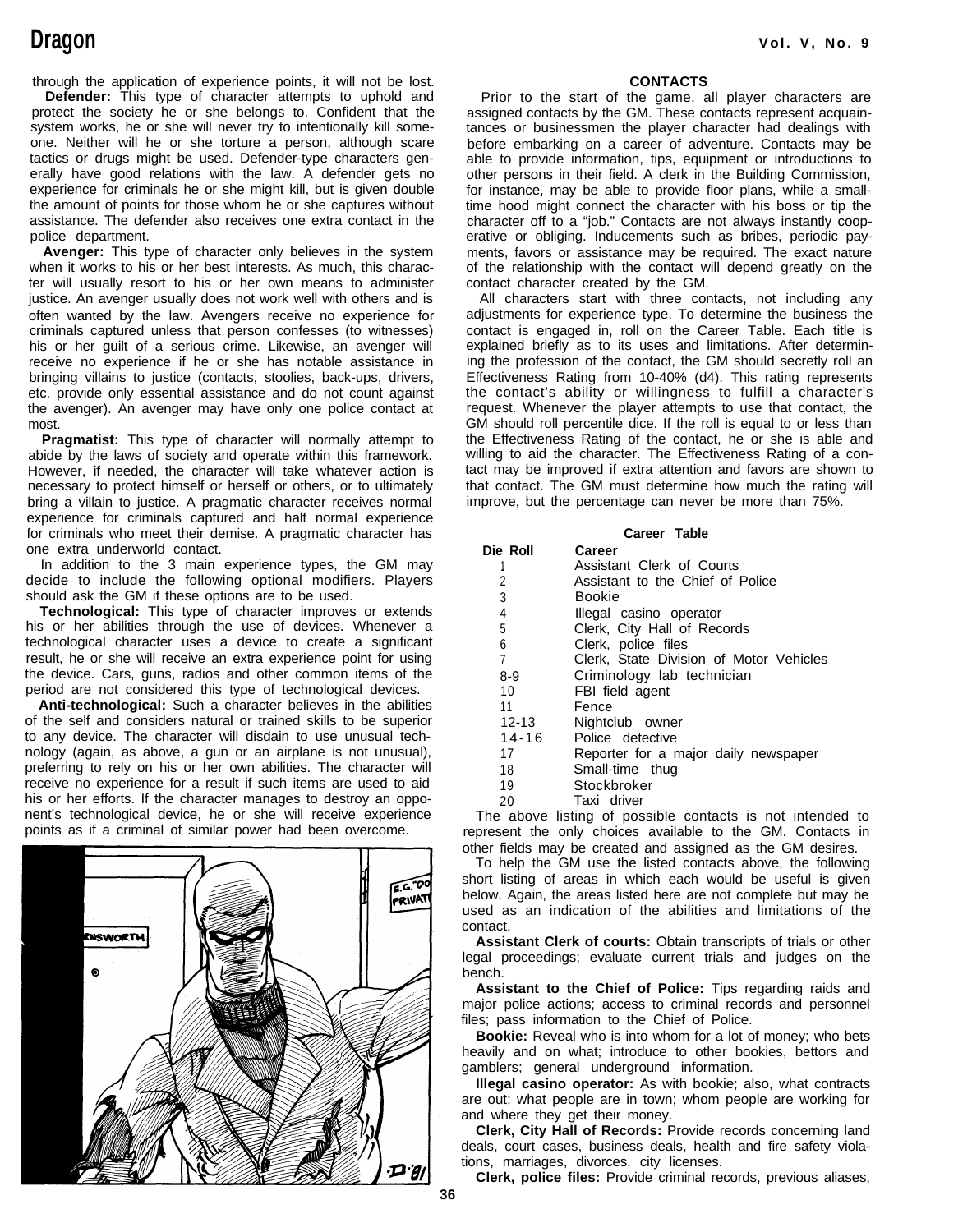through the application of experience points, it will not be lost.

**Defender:** This type of character attempts to uphold and protect the society he or she belongs to. Confident that the system works, he or she will never try to intentionally kill someone. Neither will he or she torture a person, although scare tactics or drugs might be used. Defender-type characters generally have good relations with the law. A defender gets no experience for criminals he or she might kill, but is given double the amount of points for those whom he or she captures without assistance. The defender also receives one extra contact in the police department.

**Avenger:** This type of character only believes in the system when it works to his or her best interests. As much, this character will usually resort to his or her own means to administer justice. An avenger usually does not work well with others and is often wanted by the law. Avengers receive no experience for criminals captured unless that person confesses (to witnesses) his or her guilt of a serious crime. Likewise, an avenger will receive no experience if he or she has notable assistance in bringing villains to justice (contacts, stoolies, back-ups, drivers, etc. provide only essential assistance and do not count against the avenger). An avenger may have only one police contact at most.

**Pragmatist:** This type of character will normally attempt to abide by the laws of society and operate within this framework. However, if needed, the character will take whatever action is necessary to protect himself or herself or others, or to ultimately bring a villain to justice. A pragmatic character receives normal experience for criminals captured and half normal experience for criminals who meet their demise. A pragmatic character has one extra underworld contact.

In addition to the 3 main experience types, the GM may decide to include the following optional modifiers. Players should ask the GM if these options are to be used.

**Technological:** This type of character improves or extends his or her abilities through the use of devices. Whenever a technological character uses a device to create a significant result, he or she will receive an extra experience point for using the device. Cars, guns, radios and other common items of the period are not considered this type of technological devices.

**Anti-technological:** Such a character believes in the abilities of the self and considers natural or trained skills to be superior to any device. The character will disdain to use unusual technology (again, as above, a gun or an airplane is not unusual), preferring to rely on his or her own abilities. The character will receive no experience for a result if such items are used to aid his or her efforts. If the character manages to destroy an opponent's technological device, he or she will receive experience points as if a criminal of similar power had been overcome.

## CONTACTS

Prior to the start of the game, all player characters are assigned contacts by the GM. These contacts represent acquaintances or businessmen the player character had dealings with before embarking on a career of adventure. Contacts may be able to provide information, tips, equipment or introductions to other persons in their field. A clerk in the Building Commission, for instance, may be able to provide floor plans, while a small-time hood might connect the character with his boss or tip the character off to a "job." Contacts are not always instantly cooperative or obliging. Inducements such as bribes, periodic payments, favors or assistance may be required. The exact nature of the relationship with the contact will depend greatly on the contact character created by the GM.

All characters start with three contacts, not including any adjustments for experience type. To determine the business the contact is engaged in, roll on the Career Table. Each title is explained briefly as to its uses and limitations. After determining the profession of the contact, the GM should secretly roll an Effectiveness Rating from 10-40% (d4). This rating represents the contact's ability or willingness to fulfill a character's request. Whenever the player attempts to use that contact, the GM should roll percentile dice. If the roll is equal to or less than the Effectiveness Rating of the contact, he or she is able and willing to aid the character. The Effectiveness Rating of a contact may be improved if extra attention and favors are shown to that contact. The GM must determine how much the rating will improve, but the percentage can never be more than 75%.

**Career Table**

| Die Roll | Career |
|---|---|
| 1 | Assistant Clerk of Courts |
| 2 | Assistant to the Chief of Police |
| 3 | Bookie |
| 4 | Illegal casino operator |
| 5 | Clerk, City Hall of Records |
| 6 | Clerk, police files |
| 7 | Clerk, State Division of Motor Vehicles |
| 8-9 | Criminology lab technician |
| 10 | FBI field agent |
| 11 | Fence |
| 12-13 | Nightclub owner |
| 14-16 | Police detective |
| 17 | Reporter for a major daily newspaper |
| 18 | Small-time thug |
| 19 | Stockbroker |
| 20 | Taxi driver |

The above listing of possible contacts is not intended to represent the only choices available to the GM. Contacts in other fields may be created and assigned as the GM desires.

To help the GM use the listed contacts above, the following short listing of areas in which each would be useful is given below. Again, the areas listed here are not complete but may be used as an indication of the abilities and limitations of the contact.

**Assistant Clerk of courts:** Obtain transcripts of trials or other legal proceedings; evaluate current trials and judges on the bench.

**Assistant to the Chief of Police:** Tips regarding raids and major police actions; access to criminal records and personnel files; pass information to the Chief of Police.

**Bookie:** Reveal who is into whom for a lot of money; who bets heavily and on what; introduce to other bookies, bettors and gamblers; general underground information.

**Illegal casino operator:** As with bookie; also, what contracts are out; what people are in town; whom people are working for and where they get their money.

**Clerk, City Hall of Records:** Provide records concerning land deals, court cases, business deals, health and fire safety violations, marriages, divorces, city licenses.

**Clerk, police files:** Provide criminal records, previous aliases,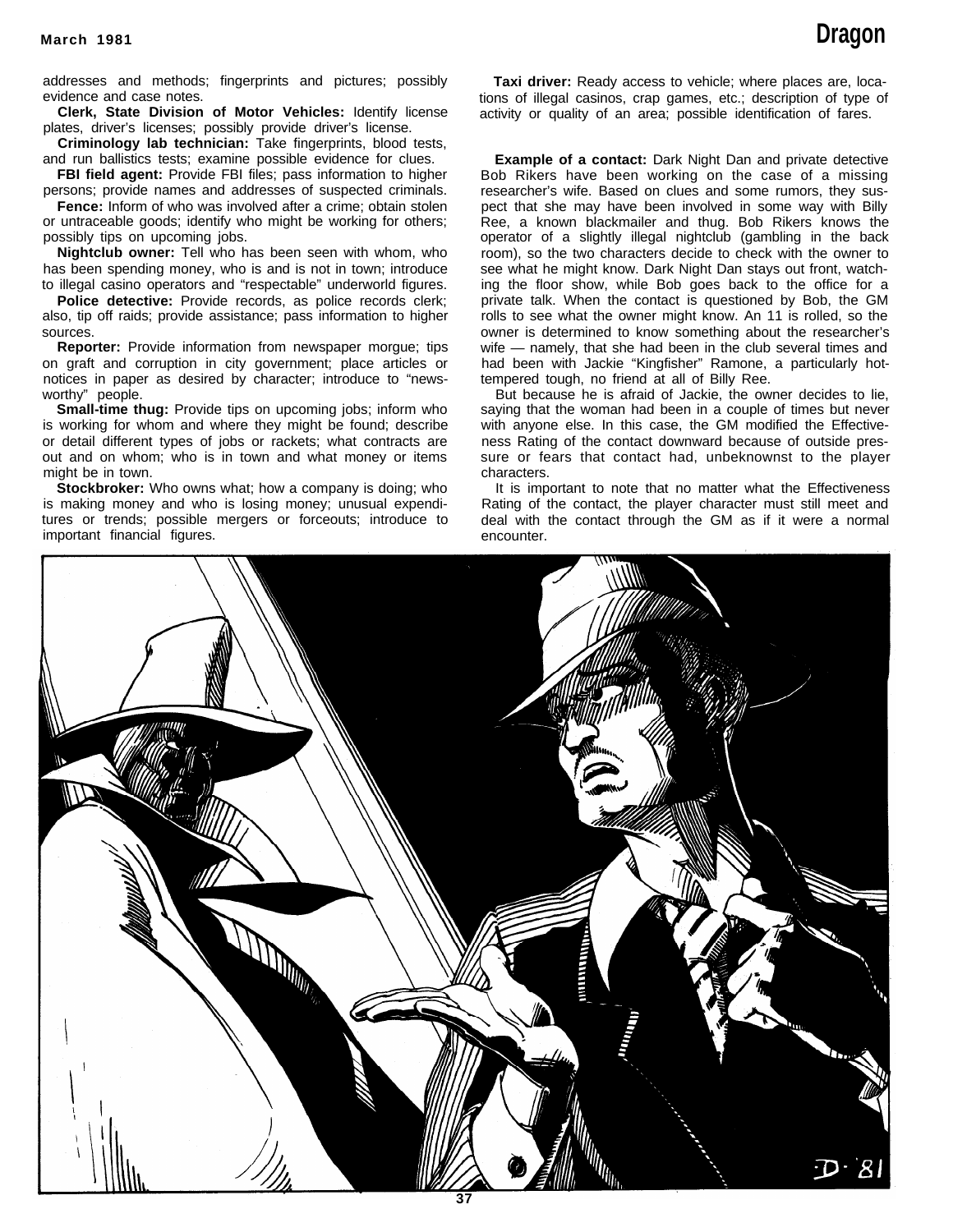addresses and methods; fingerprints and pictures; possibly evidence and case notes.

**Clerk, State Division of Motor Vehicles:** Identify license plates, driver's licenses; possibly provide driver's license.

**Criminology lab technician:** Take fingerprints, blood tests, and run ballistics tests; examine possible evidence for clues.

**FBI field agent:** Provide FBI files; pass information to higher persons; provide names and addresses of suspected criminals.

**Fence:** Inform of who was involved after a crime; obtain stolen or untraceable goods; identify who might be working for others; possibly tips on upcoming jobs.

**Nightclub owner:** Tell who has been seen with whom, who has been spending money, who is and is not in town; introduce to illegal casino operators and "respectable" underworld figures.

**Police detective:** Provide records, as police records clerk; also, tip off raids; provide assistance; pass information to higher sources.

**Reporter:** Provide information from newspaper morgue; tips on graft and corruption in city government; place articles or notices in paper as desired by character; introduce to "newsworthy" people.

**Small-time thug:** Provide tips on upcoming jobs; inform who is working for whom and where they might be found; describe or detail different types of jobs or rackets; what contracts are out and on whom; who is in town and what money or items might be in town.

**Stockbroker:** Who owns what; how a company is doing; who is making money and who is losing money; unusual expenditures or trends; possible mergers or forceouts; introduce to important financial figures.

**Taxi driver:** Ready access to vehicle; where places are, locations of illegal casinos, crap games, etc.; description of type of activity or quality of an area; possible identification of fares.

**Example of a contact:** Dark Night Dan and private detective Bob Rikers have been working on the case of a missing researcher's wife. Based on clues and some rumors, they suspect that she may have been involved in some way with Billy Ree, a known blackmailer and thug. Bob Rikers knows the operator of a slightly illegal nightclub (gambling in the back room), so the two characters decide to check with the owner to see what he might know. Dark Night Dan stays out front, watching the floor show, while Bob goes back to the office for a private talk. When the contact is questioned by Bob, the GM rolls to see what the owner might know. An 11 is rolled, so the owner is determined to know something about the researcher's wife — namely, that she had been in the club several times and had been with Jackie "Kingfisher" Ramone, a particularly hot-tempered tough, no friend at all of Billy Ree.

But because he is afraid of Jackie, the owner decides to lie, saying that the woman had been in a couple of times but never with anyone else. In this case, the GM modified the Effectiveness Rating of the contact downward because of outside pressure or fears that contact had, unbeknownst to the player characters.

It is important to note that no matter what the Effectiveness Rating of the contact, the player character must still meet and deal with the contact through the GM as if it were a normal encounter.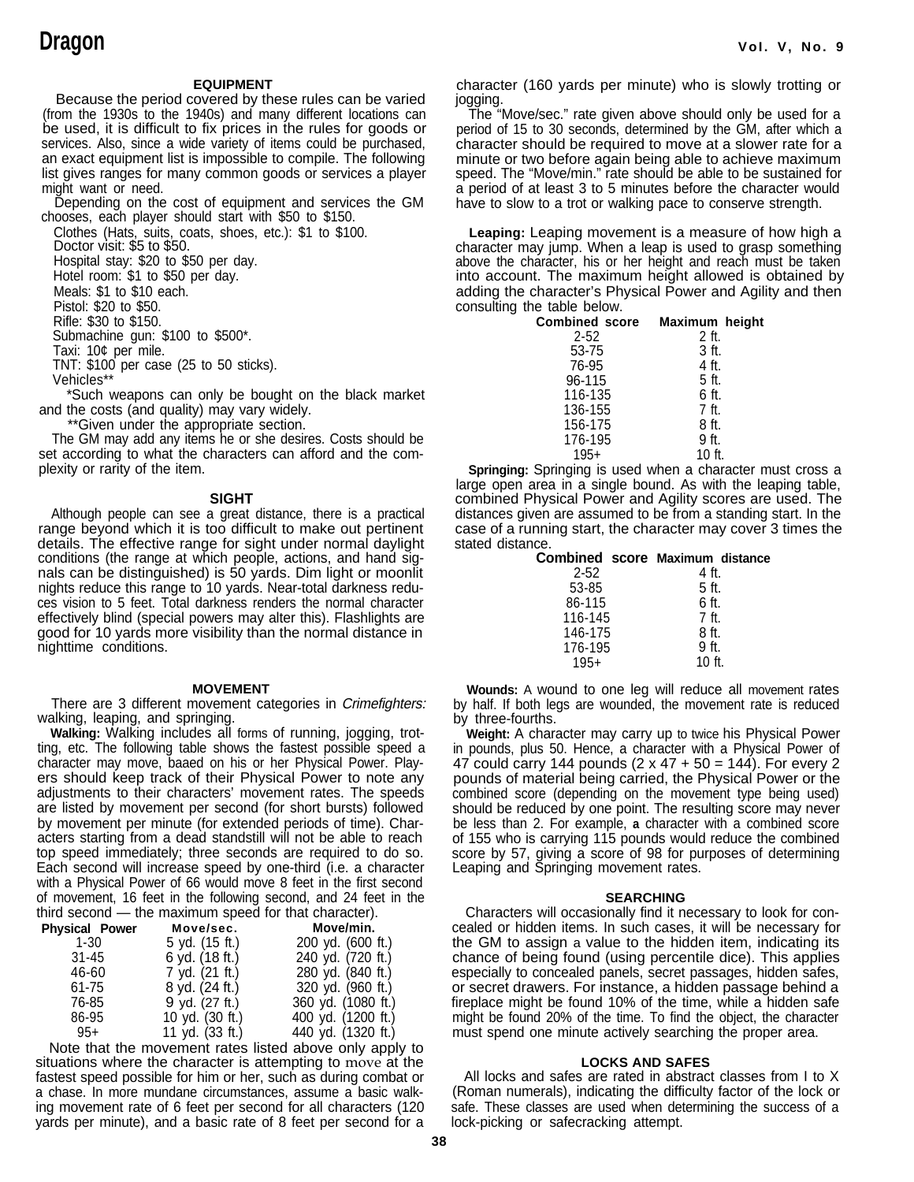## EQUIPMENT

Because the period covered by these rules can be varied (from the 1930s to the 1940s) and many different locations can be used, it is difficult to fix prices in the rules for goods or services. Also, since a wide variety of items could be purchased, an exact equipment list is impossible to compile. The following list gives ranges for many common goods or services a player might want or need.

Depending on the cost of equipment and services the GM chooses, each player should start with $50 to $150.

- Clothes (Hats, suits, coats, shoes, etc.): $1 to $100.
- Doctor visit: $5 to $50.
- Hospital stay: $20 to $50 per day.
- Hotel room: $1 to $50 per day.
- Meals: $1 to $10 each.
- Pistol: $20 to $50.
- Rifle: $30 to $150.
- Submachine gun: $100 to $500*.
- Taxi: 10¢ per mile.
- TNT: $100 per case (25 to 50 sticks).
- Vehicles**

*Such weapons can only be bought on the black market and the costs (and quality) may vary widely.

**Given under the appropriate section.

The GM may add any items he or she desires. Costs should be set according to what the characters can afford and the complexity or rarity of the item.

## SIGHT

Although people can see a great distance, there is a practical range beyond which it is too difficult to make out pertinent details. The effective range for sight under normal daylight conditions (the range at which people, actions, and hand signals can be distinguished) is 50 yards. Dim light or moonlit nights reduce this range to 10 yards. Near-total darkness reduces vision to 5 feet. Total darkness renders the normal character effectively blind (special powers may alter this). Flashlights are good for 10 yards more visibility than the normal distance in nighttime conditions.

## MOVEMENT

There are 3 different movement categories in *Crimefighters:* walking, leaping, and springing.

**Walking:** Walking includes all forms of running, jogging, trotting, etc. The following table shows the fastest possible speed a character may move, baaed on his or her Physical Power. Players should keep track of their Physical Power to note any adjustments to their characters' movement rates. The speeds are listed by movement per second (for short bursts) followed by movement per minute (for extended periods of time). Characters starting from a dead standstill will not be able to reach top speed immediately; three seconds are required to do so. Each second will increase speed by one-third (i.e. a character with a Physical Power of 66 would move 8 feet in the first second of movement, 16 feet in the following second, and 24 feet in the third second — the maximum speed for that character).

| Physical Power | Move/sec. | Move/min. |
|---|---|---|
| 1-30 | 5 yd. (15 ft.) | 200 yd. (600 ft.) |
| 31-45 | 6 yd. (18 ft.) | 240 yd. (720 ft.) |
| 46-60 | 7 yd. (21 ft.) | 280 yd. (840 ft.) |
| 61-75 | 8 yd. (24 ft.) | 320 yd. (960 ft.) |
| 76-85 | 9 yd. (27 ft.) | 360 yd. (1080 ft.) |
| 86-95 | 10 yd. (30 ft.) | 400 yd. (1200 ft.) |
| 95+ | 11 yd. (33 ft.) | 440 yd. (1320 ft.) |

Note that the movement rates listed above only apply to situations where the character is attempting to move at the fastest speed possible for him or her, such as during combat or a chase. In more mundane circumstances, assume a basic walking movement rate of 6 feet per second for all characters (120 yards per minute), and a basic rate of 8 feet per second for a character (160 yards per minute) who is slowly trotting or jogging.

The "Move/sec." rate given above should only be used for a period of 15 to 30 seconds, determined by the GM, after which a character should be required to move at a slower rate for a minute or two before again being able to achieve maximum speed. The "Move/min." rate should be able to be sustained for a period of at least 3 to 5 minutes before the character would have to slow to a trot or walking pace to conserve strength.

**Leaping:** Leaping movement is a measure of how high a character may jump. When a leap is used to grasp something above the character, his or her height and reach must be taken into account. The maximum height allowed is obtained by adding the character's Physical Power and Agility and then consulting the table below.

| Combined score | Maximum height |
|---|---|
| 2-52 | 2 ft. |
| 53-75 | 3 ft. |
| 76-95 | 4 ft. |
| 96-115 | 5 ft. |
| 116-135 | 6 ft. |
| 136-155 | 7 ft. |
| 156-175 | 8 ft. |
| 176-195 | 9 ft. |
| 195+ | 10 ft. |

**Springing:** Springing is used when a character must cross a large open area in a single bound. As with the leaping table, combined Physical Power and Agility scores are used. The distances given are assumed to be from a standing start. In the case of a running start, the character may cover 3 times the stated distance.

| Combined score | Maximum distance |
|---|---|
| 2-52 | 4 ft. |
| 53-85 | 5 ft. |
| 86-115 | 6 ft. |
| 116-145 | 7 ft. |
| 146-175 | 8 ft. |
| 176-195 | 9 ft. |
| 195+ | 10 ft. |

**Wounds:** A wound to one leg will reduce all movement rates by half. If both legs are wounded, the movement rate is reduced by three-fourths.

**Weight:** A character may carry up to twice his Physical Power in pounds, plus 50. Hence, a character with a Physical Power of 47 could carry 144 pounds (2 x 47 + 50 = 144). For every 2 pounds of material being carried, the Physical Power or the combined score (depending on the movement type being used) should be reduced by one point. The resulting score may never be less than 2. For example, a character with a combined score of 155 who is carrying 115 pounds would reduce the combined score by 57, giving a score of 98 for purposes of determining Leaping and Springing movement rates.

## SEARCHING

Characters will occasionally find it necessary to look for concealed or hidden items. In such cases, it will be necessary for the GM to assign a value to the hidden item, indicating its chance of being found (using percentile dice). This applies especially to concealed panels, secret passages, hidden safes, or secret drawers. For instance, a hidden passage behind a fireplace might be found 10% of the time, while a hidden safe might be found 20% of the time. To find the object, the character must spend one minute actively searching the proper area.

## LOCKS AND SAFES

All locks and safes are rated in abstract classes from I to X (Roman numerals), indicating the difficulty factor of the lock or safe. These classes are used when determining the success of a lock-picking or safecracking attempt.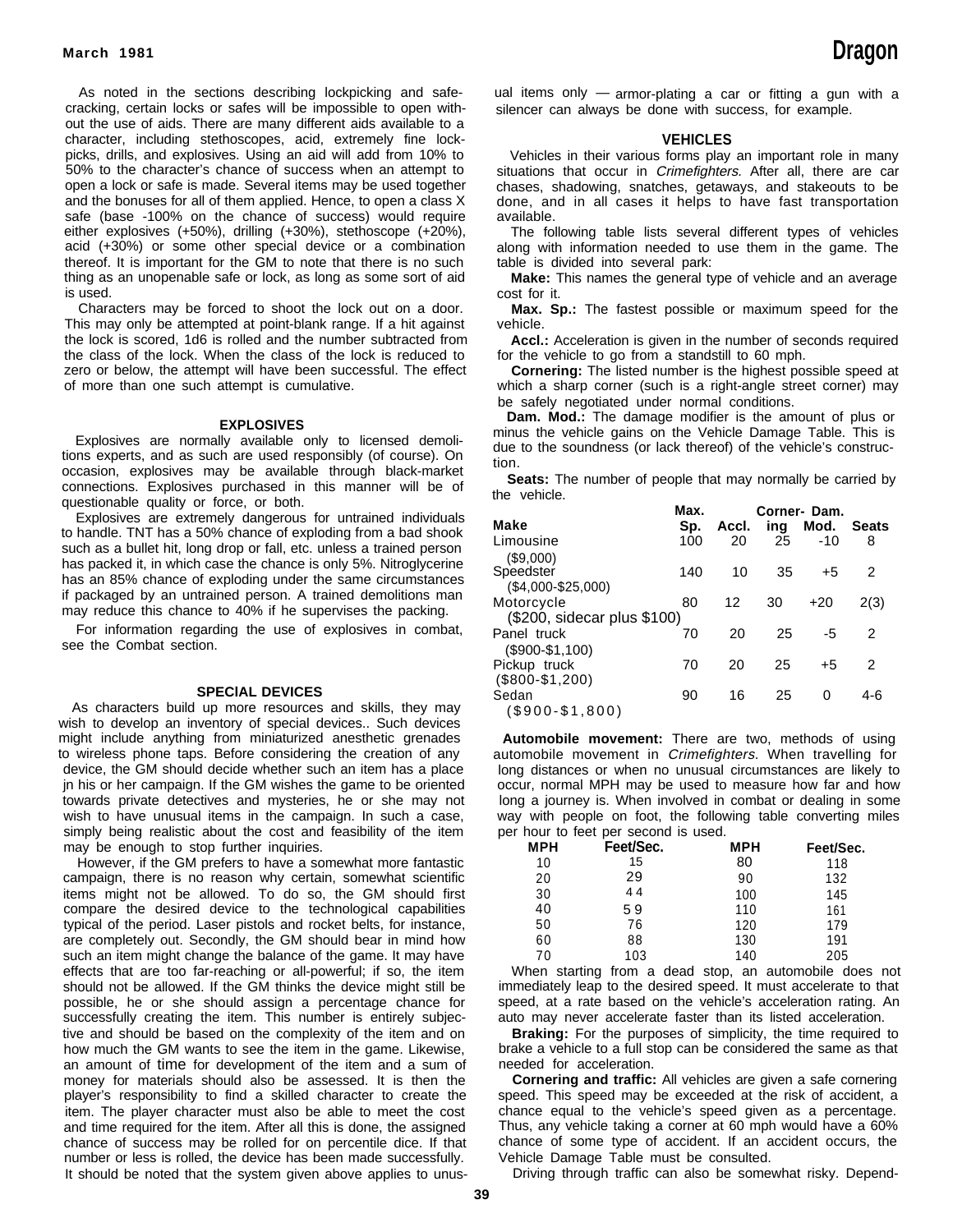As noted in the sections describing lockpicking and safe-cracking, certain locks or safes will be impossible to open without the use of aids. There are many different aids available to a character, including stethoscopes, acid, extremely fine lock-picks, drills, and explosives. Using an aid will add from 10% to 50% to the character's chance of success when an attempt to open a lock or safe is made. Several items may be used together and the bonuses for all of them applied. Hence, to open a class X safe (base -100% on the chance of success) would require either explosives (+50%), drilling (+30%), stethoscope (+20%), acid (+30%) or some other special device or a combination thereof. It is important for the GM to note that there is no such thing as an unopenable safe or lock, as long as some sort of aid is used.

Characters may be forced to shoot the lock out on a door. This may only be attempted at point-blank range. If a hit against the lock is scored, 1d6 is rolled and the number subtracted from the class of the lock. When the class of the lock is reduced to zero or below, the attempt will have been successful. The effect of more than one such attempt is cumulative.

### EXPLOSIVES

Explosives are normally available only to licensed demolitions experts, and as such are used responsibly (of course). On occasion, explosives may be available through black-market connections. Explosives purchased in this manner will be of questionable quality or force, or both.

Explosives are extremely dangerous for untrained individuals to handle. TNT has a 50% chance of exploding from a bad shook such as a bullet hit, long drop or fall, etc. unless a trained person has packed it, in which case the chance is only 5%. Nitroglycerine has an 85% chance of exploding under the same circumstances if packaged by an untrained person. A trained demolitions man may reduce this chance to 40% if he supervises the packing.

For information regarding the use of explosives in combat, see the Combat section.

### SPECIAL DEVICES

As characters build up more resources and skills, they may wish to develop an inventory of special devices.. Such devices might include anything from miniaturized anesthetic grenades to wireless phone taps. Before considering the creation of any device, the GM should decide whether such an item has a place jn his or her campaign. If the GM wishes the game to be oriented towards private detectives and mysteries, he or she may not wish to have unusual items in the campaign. In such a case, simply being realistic about the cost and feasibility of the item may be enough to stop further inquiries.

However, if the GM prefers to have a somewhat more fantastic campaign, there is no reason why certain, somewhat scientific items might not be allowed. To do so, the GM should first compare the desired device to the technological capabilities typical of the period. Laser pistols and rocket belts, for instance, are completely out. Secondly, the GM should bear in mind how such an item might change the balance of the game. It may have effects that are too far-reaching or all-powerful; if so, the item should not be allowed. If the GM thinks the device might still be possible, he or she should assign a percentage chance for successfully creating the item. This number is entirely subjective and should be based on the complexity of the item and on how much the GM wants to see the item in the game. Likewise, an amount of time for development of the item and a sum of money for materials should also be assessed. It is then the player's responsibility to find a skilled character to create the item. The player character must also be able to meet the cost and time required for the item. After all this is done, the assigned chance of success may be rolled for on percentile dice. If that number or less is rolled, the device has been made successfully. It should be noted that the system given above applies to unusual items only — armor-plating a car or fitting a gun with a silencer can always be done with success, for example.

### VEHICLES

Vehicles in their various forms play an important role in many situations that occur in *Crimefighters.* After all, there are car chases, shadowing, snatches, getaways, and stakeouts to be done, and in all cases it helps to have fast transportation available.

The following table lists several different types of vehicles along with information needed to use them in the game. The table is divided into several park:

**Make:** This names the general type of vehicle and an average cost for it.

**Max. Sp.:** The fastest possible or maximum speed for the vehicle.

**Accl.:** Acceleration is given in the number of seconds required for the vehicle to go from a standstill to 60 mph.

**Cornering:** The listed number is the highest possible speed at which a sharp corner (such is a right-angle street corner) may be safely negotiated under normal conditions.

**Dam. Mod.:** The damage modifier is the amount of plus or minus the vehicle gains on the Vehicle Damage Table. This is due to the soundness (or lack thereof) of the vehicle's construction.

**Seats:** The number of people that may normally be carried by the vehicle.

| Make | Max. Sp. | Accl. | Cornering | Dam. Mod. | Seats |
|---|---|---|---|---|---|
| Limousine ($9,000) | 100 | 20 | 25 | -10 | 8 |
| Speedster ($4,000-$25,000) | 140 | 10 | 35 | +5 | 2 |
| Motorcycle ($200, sidecar plus $100) | 80 | 12 | 30 | +20 | 2(3) |
| Panel truck ($900-$1,100) | 70 | 20 | 25 | -5 | 2 |
| Pickup truck ($800-$1,200) | 70 | 20 | 25 | +5 | 2 |
| Sedan ($900-$1,800) | 90 | 16 | 25 | 0 | 4-6 |

**Automobile movement:** There are two, methods of using automobile movement in *Crimefighters.* When travelling for long distances or when no unusual circumstances are likely to occur, normal MPH may be used to measure how far and how long a journey is. When involved in combat or dealing in some way with people on foot, the following table converting miles per hour to feet per second is used.

| MPH | Feet/Sec. | MPH | Feet/Sec. |
|---|---|---|---|
| 10 | 15 | 80 | 118 |
| 20 | 29 | 90 | 132 |
| 30 | 44 | 100 | 145 |
| 40 | 59 | 110 | 161 |
| 50 | 76 | 120 | 179 |
| 60 | 88 | 130 | 191 |
| 70 | 103 | 140 | 205 |

When starting from a dead stop, an automobile does not immediately leap to the desired speed. It must accelerate to that speed, at a rate based on the vehicle's acceleration rating. An auto may never accelerate faster than its listed acceleration.

**Braking:** For the purposes of simplicity, the time required to brake a vehicle to a full stop can be considered the same as that needed for acceleration.

**Cornering and traffic:** All vehicles are given a safe cornering speed. This speed may be exceeded at the risk of accident, a chance equal to the vehicle's speed given as a percentage. Thus, any vehicle taking a corner at 60 mph would have a 60% chance of some type of accident. If an accident occurs, the Vehicle Damage Table must be consulted.

Driving through traffic can also be somewhat risky. Depend-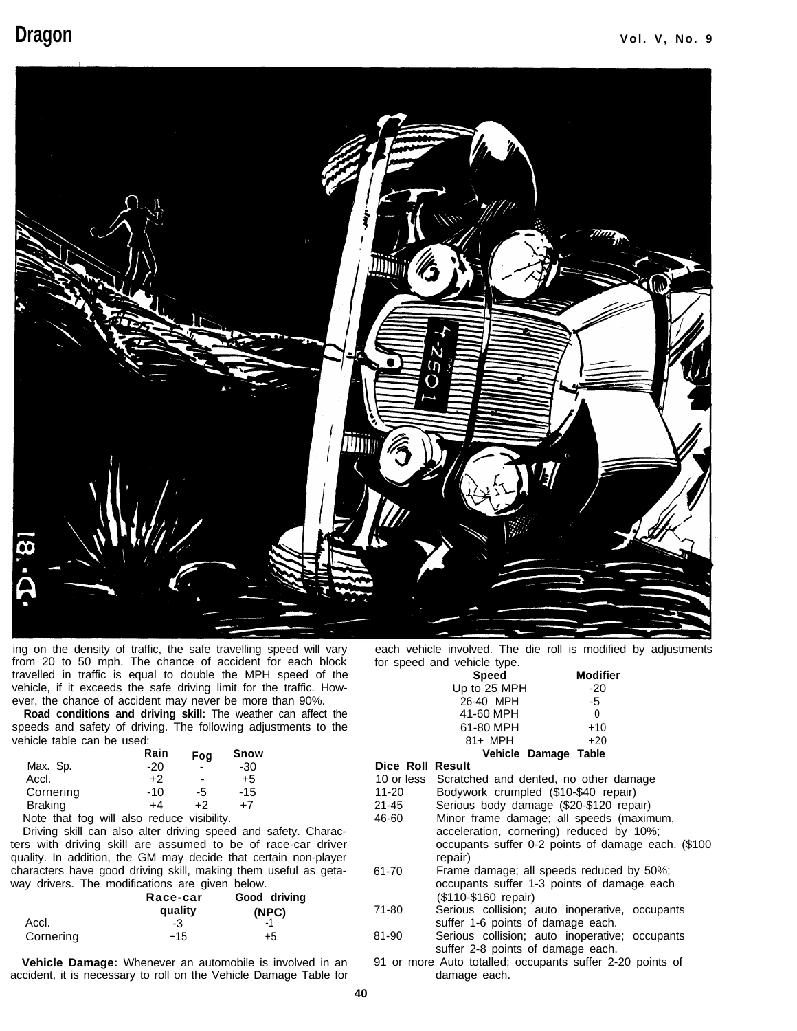ing on the density of traffic, the safe travelling speed will vary from 20 to 50 mph. The chance of accident for each block travelled in traffic is equal to double the MPH speed of the vehicle, if it exceeds the safe driving limit for the traffic. However, the chance of accident may never be more than 90%.

**Road conditions and driving skill:** The weather can affect the speeds and safety of driving. The following adjustments to the vehicle table can be used:

| | Rain | Fog | Snow |
|---|---|---|---|
| Max. Sp. | -20 | - | -30 |
| Accl. | +2 | - | +5 |
| Cornering | -10 | -5 | -15 |
| Braking | +4 | +2 | +7 |

Note that fog will also reduce visibility.

Driving skill can also alter driving speed and safety. Characters with driving skill are assumed to be of race-car driver quality. In addition, the GM may decide that certain non-player characters have good driving skill, making them useful as getaway drivers. The modifications are given below.

| | Race-car quality | Good driving (NPC) |
|---|---|---|
| Accl. | -3 | -1 |
| Cornering | +15 | +5 |

**Vehicle Damage:** Whenever an automobile is involved in an accident, it is necessary to roll on the Vehicle Damage Table for each vehicle involved. The die roll is modified by adjustments for speed and vehicle type.

| Speed | Modifier |
|---|---|
| Up to 25 MPH | -20 |
| 26-40 MPH | -5 |
| 41-60 MPH | 0 |
| 61-80 MPH | +10 |
| 81+ MPH | +20 |

**Vehicle Damage Table**

| Dice Roll | Result |
|---|---|
| 10 or less | Scratched and dented, no other damage |
| 11-20 | Bodywork crumpled ($10-$40 repair) |
| 21-45 | Serious body damage ($20-$120 repair) |
| 46-60 | Minor frame damage; all speeds (maximum, acceleration, cornering) reduced by 10%; occupants suffer 0-2 points of damage each. ($100 repair) |
| 61-70 | Frame damage; all speeds reduced by 50%; occupants suffer 1-3 points of damage each ($110-$160 repair) |
| 71-80 | Serious collision; auto inoperative, occupants suffer 1-6 points of damage each. |
| 81-90 | Serious collision; auto inoperative; occupants suffer 2-8 points of damage each. |
| 91 or more | Auto totalled; occupants suffer 2-20 points of damage each. |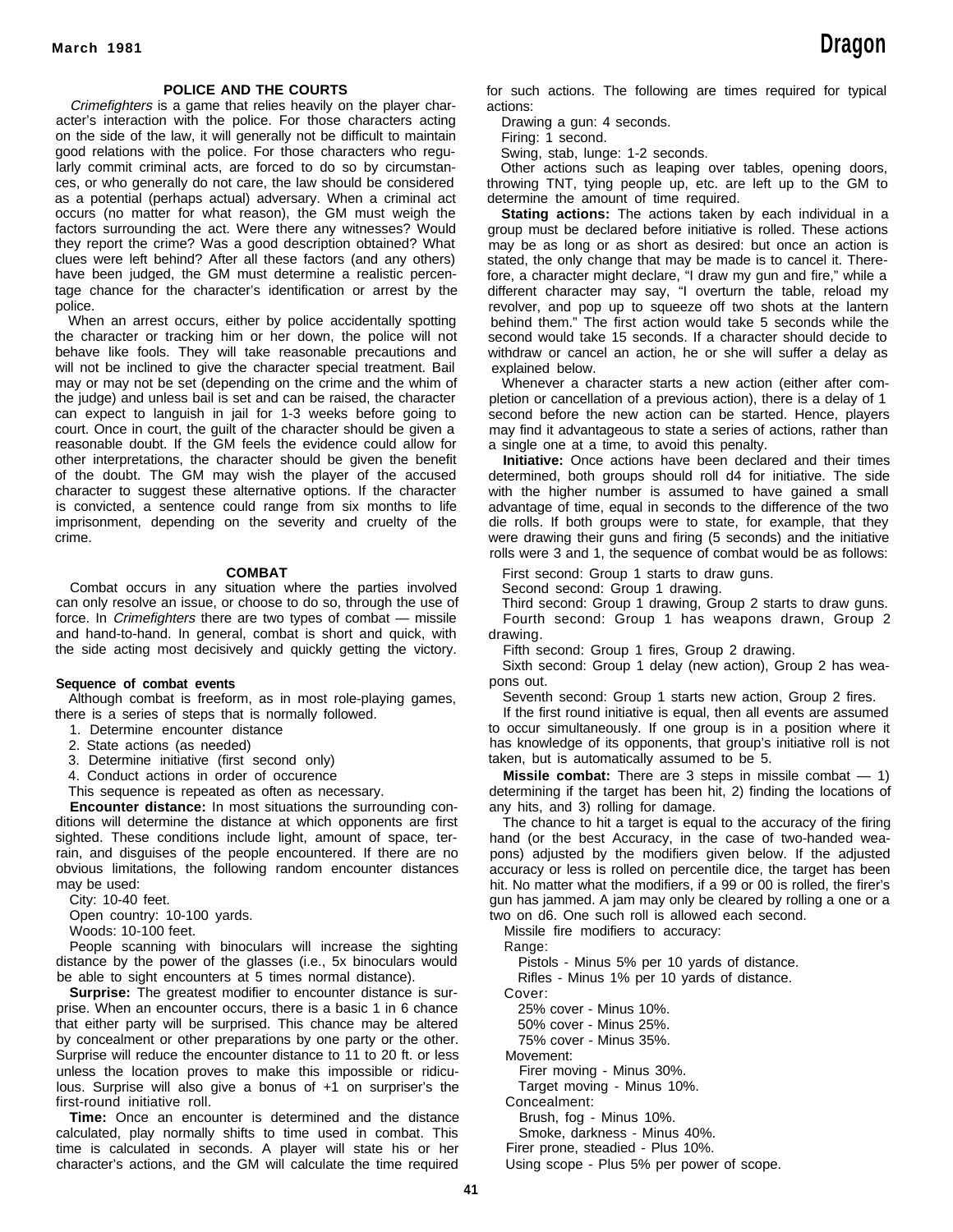### POLICE AND THE COURTS

*Crimefighters* is a game that relies heavily on the player character's interaction with the police. For those characters acting on the side of the law, it will generally not be difficult to maintain good relations with the police. For those characters who regularly commit criminal acts, are forced to do so by circumstances, or who generally do not care, the law should be considered as a potential (perhaps actual) adversary. When a criminal act occurs (no matter for what reason), the GM must weigh the factors surrounding the act. Were there any witnesses? Would they report the crime? Was a good description obtained? What clues were left behind? After all these factors (and any others) have been judged, the GM must determine a realistic percentage chance for the character's identification or arrest by the police.

When an arrest occurs, either by police accidentally spotting the character or tracking him or her down, the police will not behave like fools. They will take reasonable precautions and will not be inclined to give the character special treatment. Bail may or may not be set (depending on the crime and the whim of the judge) and unless bail is set and can be raised, the character can expect to languish in jail for 1-3 weeks before going to court. Once in court, the guilt of the character should be given a reasonable doubt. If the GM feels the evidence could allow for other interpretations, the character should be given the benefit of the doubt. The GM may wish the player of the accused character to suggest these alternative options. If the character is convicted, a sentence could range from six months to life imprisonment, depending on the severity and cruelty of the crime.

### COMBAT

Combat occurs in any situation where the parties involved can only resolve an issue, or choose to do so, through the use of force. In *Crimefighters* there are two types of combat — missile and hand-to-hand. In general, combat is short and quick, with the side acting most decisively and quickly getting the victory.

#### Sequence of combat events

Although combat is freeform, as in most role-playing games, there is a series of steps that is normally followed.

1. Determine encounter distance
2. State actions (as needed)
3. Determine initiative (first second only)
4. Conduct actions in order of occurence

This sequence is repeated as often as necessary.

**Encounter distance:** In most situations the surrounding conditions will determine the distance at which opponents are first sighted. These conditions include light, amount of space, terrain, and disguises of the people encountered. If there are no obvious limitations, the following random encounter distances may be used:

City: 10-40 feet.
Open country: 10-100 yards.
Woods: 10-100 feet.

People scanning with binoculars will increase the sighting distance by the power of the glasses (i.e., 5x binoculars would be able to sight encounters at 5 times normal distance).

**Surprise:** The greatest modifier to encounter distance is surprise. When an encounter occurs, there is a basic 1 in 6 chance that either party will be surprised. This chance may be altered by concealment or other preparations by one party or the other. Surprise will reduce the encounter distance to 11 to 20 ft. or less unless the location proves to make this impossible or ridiculous. Surprise will also give a bonus of +1 on surpriser's the first-round initiative roll.

**Time:** Once an encounter is determined and the distance calculated, play normally shifts to time used in combat. This time is calculated in seconds. A player will state his or her character's actions, and the GM will calculate the time required for such actions. The following are times required for typical actions:

Drawing a gun: 4 seconds.
Firing: 1 second.
Swing, stab, lunge: 1-2 seconds.

Other actions such as leaping over tables, opening doors, throwing TNT, tying people up, etc. are left up to the GM to determine the amount of time required.

**Stating actions:** The actions taken by each individual in a group must be declared before initiative is rolled. These actions may be as long or as short as desired: but once an action is stated, the only change that may be made is to cancel it. Therefore, a character might declare, "I draw my gun and fire," while a different character may say, "I overturn the table, reload my revolver, and pop up to squeeze off two shots at the lantern behind them." The first action would take 5 seconds while the second would take 15 seconds. If a character should decide to withdraw or cancel an action, he or she will suffer a delay as explained below.

Whenever a character starts a new action (either after completion or cancellation of a previous action), there is a delay of 1 second before the new action can be started. Hence, players may find it advantageous to state a series of actions, rather than a single one at a time, to avoid this penalty.

**Initiative:** Once actions have been declared and their times determined, both groups should roll d4 for initiative. The side with the higher number is assumed to have gained a small advantage of time, equal in seconds to the difference of the two die rolls. If both groups were to state, for example, that they were drawing their guns and firing (5 seconds) and the initiative rolls were 3 and 1, the sequence of combat would be as follows:

First second: Group 1 starts to draw guns.
Second second: Group 1 drawing.
Third second: Group 1 drawing, Group 2 starts to draw guns.
Fourth second: Group 1 has weapons drawn, Group 2 drawing.
Fifth second: Group 1 fires, Group 2 drawing.
Sixth second: Group 1 delay (new action), Group 2 has weapons out.
Seventh second: Group 1 starts new action, Group 2 fires.

If the first round initiative is equal, then all events are assumed to occur simultaneously. If one group is in a position where it has knowledge of its opponents, that group's initiative roll is not taken, but is automatically assumed to be 5.

**Missile combat:** There are 3 steps in missile combat — 1) determining if the target has been hit, 2) finding the locations of any hits, and 3) rolling for damage.

The chance to hit a target is equal to the accuracy of the firing hand (or the best Accuracy, in the case of two-handed weapons) adjusted by the modifiers given below. If the adjusted accuracy or less is rolled on percentile dice, the target has been hit. No matter what the modifiers, if a 99 or 00 is rolled, the firer's gun has jammed. A jam may only be cleared by rolling a one or a two on d6. One such roll is allowed each second.

Missile fire modifiers to accuracy:

Range:
- Pistols - Minus 5% per 10 yards of distance.
- Rifles - Minus 1% per 10 yards of distance.

Cover:
- 25% cover - Minus 10%.
- 50% cover - Minus 25%.
- 75% cover - Minus 35%.

Movement:
- Firer moving - Minus 30%.
- Target moving - Minus 10%.

Concealment:
- Brush, fog - Minus 10%.
- Smoke, darkness - Minus 40%.

Firer prone, steadied - Plus 10%.
Using scope - Plus 5% per power of scope.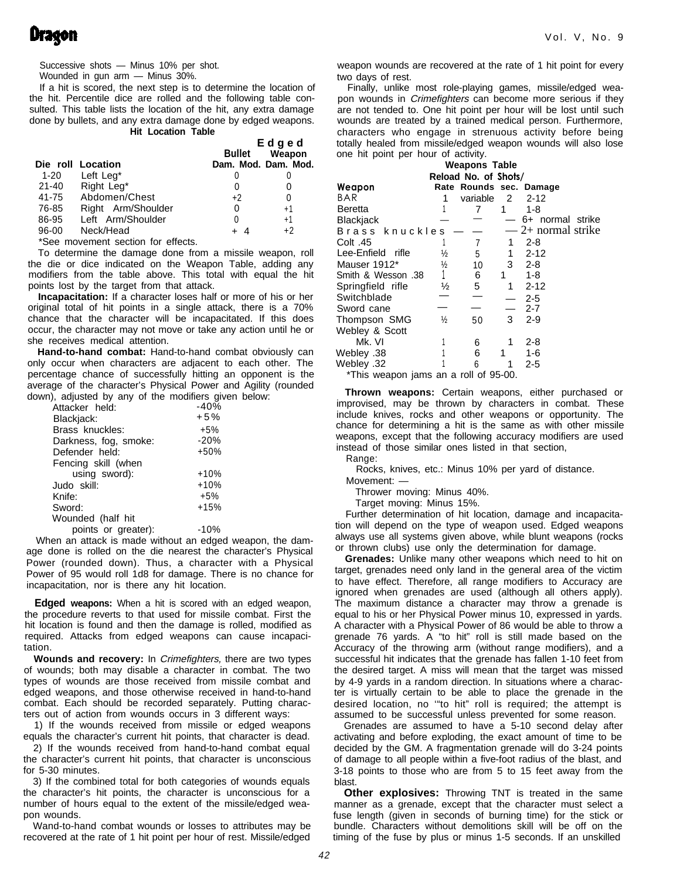Successive shots — Minus 10% per shot.
Wounded in gun arm — Minus 30%.

If a hit is scored, the next step is to determine the location of the hit. Percentile dice are rolled and the following table consulted. This table lists the location of the hit, any extra damage done by bullets, and any extra damage done by edged weapons.

**Hit Location Table**

| Die roll | Location | Bullet Dam. Mod. | Edged Weapon Dam. Mod. |
|---|---|---|---|
| 1-20 | Left Leg* | 0 | 0 |
| 21-40 | Right Leg* | 0 | 0 |
| 41-75 | Abdomen/Chest | +2 | 0 |
| 76-85 | Right Arm/Shoulder | 0 | +1 |
| 86-95 | Left Arm/Shoulder | 0 | +1 |
| 96-00 | Neck/Head | + 4 | +2 |

*See movement section for effects.

To determine the damage done from a missile weapon, roll the die or dice indicated on the Weapon Table, adding any modifiers from the table above. This total with equal the hit points lost by the target from that attack.

**Incapacitation:** If a character loses half or more of his or her original total of hit points in a single attack, there is a 70% chance that the character will be incapacitated. If this does occur, the character may not move or take any action until he or she receives medical attention.

**Hand-to-hand combat:** Hand-to-hand combat obviously can only occur when characters are adjacent to each other. The percentage chance of successfully hitting an opponent is the average of the character's Physical Power and Agility (rounded down), adjusted by any of the modifiers given below:

| | |
|---|---|
| Attacker held: | -40% |
| Blackjack: | +5% |
| Brass knuckles: | +5% |
| Darkness, fog, smoke: | -20% |
| Defender held: | +50% |
| Fencing skill (when using sword): | +10% |
| Judo skill: | +10% |
| Knife: | +5% |
| Sword: | +15% |
| Wounded (half hit points or greater): | -10% |

When an attack is made without an edged weapon, the damage done is rolled on the die nearest the character's Physical Power (rounded down). Thus, a character with a Physical Power of 95 would roll 1d8 for damage. There is no chance for incapacitation, nor is there any hit location.

**Edged weapons:** When a hit is scored with an edged weapon, the procedure reverts to that used for missile combat. First the hit location is found and then the damage is rolled, modified as required. Attacks from edged weapons can cause incapacitation.

**Wounds and recovery:** In *Crimefighters,* there are two types of wounds; both may disable a character in combat. The two types of wounds are those received from missile combat and edged weapons, and those otherwise received in hand-to-hand combat. Each should be recorded separately. Putting characters out of action from wounds occurs in 3 different ways:

1) If the wounds received from missile or edged weapons equals the character's current hit points, that character is dead.

2) If the wounds received from hand-to-hand combat equal the character's current hit points, that character is unconscious for 5-30 minutes.

3) If the combined total for both categories of wounds equals the character's hit points, the character is unconscious for a number of hours equal to the extent of the missile/edged weapon wounds.

Wand-to-hand combat wounds or losses to attributes may be recovered at the rate of 1 hit point per hour of rest. Missile/edged weapon wounds are recovered at the rate of 1 hit point for every two days of rest.

Finally, unlike most role-playing games, missile/edged weapon wounds in *Crimefighters* can become more serious if they are not tended to. One hit point per hour will be lost until such wounds are treated by a trained medical person. Furthermore, characters who engage in strenuous activity before being totally healed from missile/edged weapon wounds will also lose one hit point per hour of activity.

**Weapons Table**

| Weapon | Rate | No. of Rounds | Reload sec. | Damage |
|---|---|---|---|---|
| BAR | 1 | variable | 2 | 2-12 |
| Beretta | 1 | 7 | 1 | 1-8 |
| Blackjack | — | — | — | 6+ normal strike |
| Brass knuckles | — | — | — | 2+ normal strike |
| Colt .45 | 1 | 7 | 1 | 2-8 |
| Lee-Enfield rifle | ½ | 5 | 1 | 2-12 |
| Mauser 1912* | ½ | 10 | 3 | 2-8 |
| Smith & Wesson .38 | 1 | 6 | 1 | 1-8 |
| Springfield rifle | ½ | 5 | 1 | 2-12 |
| Switchblade | — | — | — | 2-5 |
| Sword cane | — | — | — | 2-7 |
| Thompson SMG | ½ | 50 | 3 | 2-9 |
| Webley & Scott Mk. VI | 1 | 6 | 1 | 2-8 |
| Webley .38 | 1 | 6 | 1 | 1-6 |
| Webley .32 | 1 | 6 | 1 | 2-5 |

*This weapon jams an a roll of 95-00.

**Thrown weapons:** Certain weapons, either purchased or improvised, may be thrown by characters in combat. These include knives, rocks and other weapons or opportunity. The chance for determining a hit is the same as with other missile weapons, except that the following accuracy modifiers are used instead of those similar ones listed in that section,

Range:
Rocks, knives, etc.: Minus 10% per yard of distance.
Movement: —
Thrower moving: Minus 40%.
Target moving: Minus 15%.

Further determination of hit location, damage and incapacitation will depend on the type of weapon used. Edged weapons always use all systems given above, while blunt weapons (rocks or thrown clubs) use only the determination for damage.

**Grenades:** Unlike many other weapons which need to hit on target, grenades need only land in the general area of the victim to have effect. Therefore, all range modifiers to Accuracy are ignored when grenades are used (although all others apply). The maximum distance a character may throw a grenade is equal to his or her Physical Power minus 10, expressed in yards. A character with a Physical Power of 86 would be able to throw a grenade 76 yards. A "to hit" roll is still made based on the Accuracy of the throwing arm (without range modifiers), and a successful hit indicates that the grenade has fallen 1-10 feet from the desired target. A miss will mean that the target was missed by 4-9 yards in a random direction. In situations where a character is virtually certain to be able to place the grenade in the desired location, no '"to hit" roll is required; the attempt is assumed to be successful unless prevented for some reason.

Grenades are assumed to have a 5-10 second delay after activating and before exploding, the exact amount of time to be decided by the GM. A fragmentation grenade will do 3-24 points of damage to all people within a five-foot radius of the blast, and 3-18 points to those who are from 5 to 15 feet away from the blast.

**Other explosives:** Throwing TNT is treated in the same manner as a grenade, except that the character must select a fuse length (given in seconds of burning time) for the stick or bundle. Characters without demolitions skill will be off on the timing of the fuse by plus or minus 1-5 seconds. If an unskilled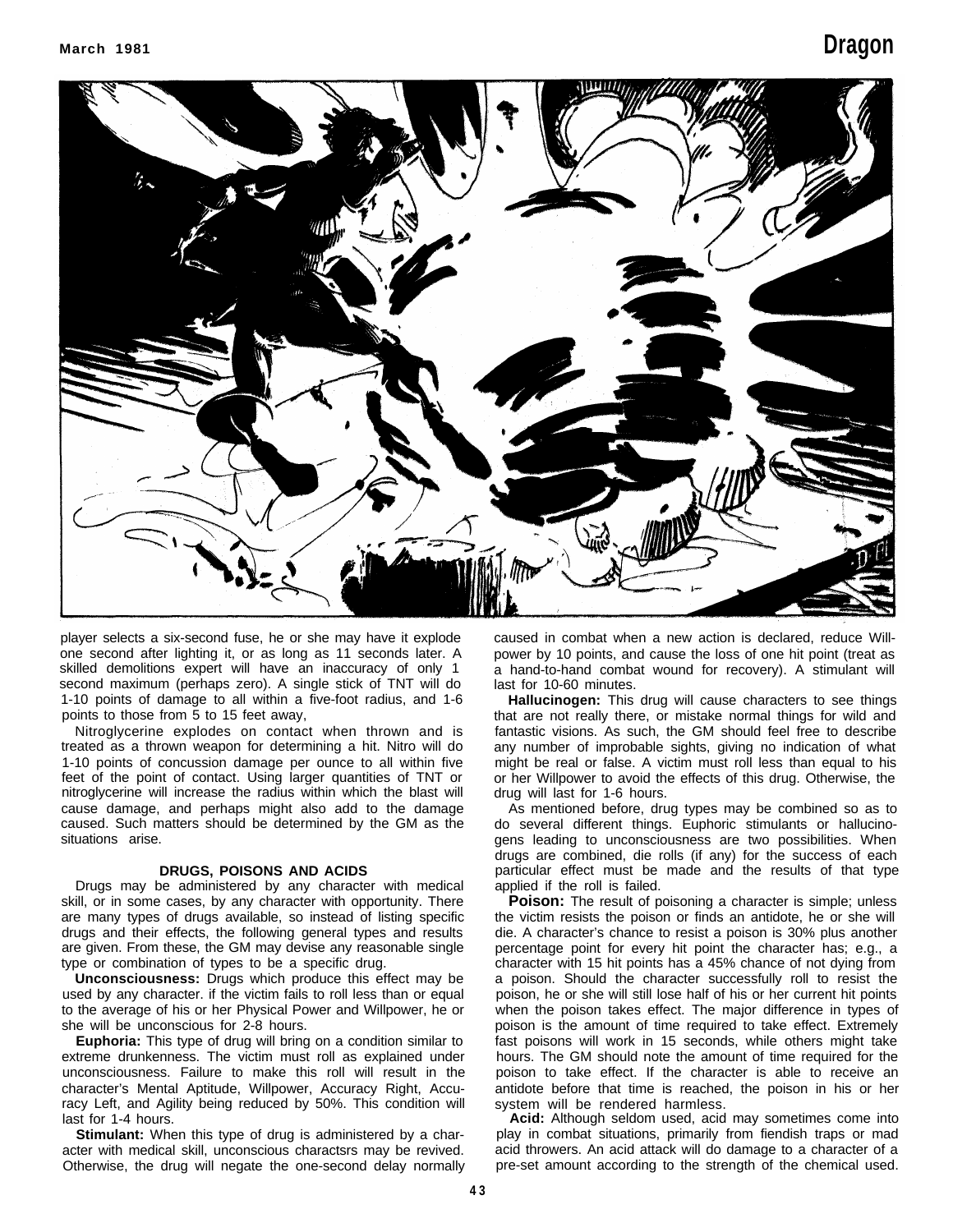player selects a six-second fuse, he or she may have it explode one second after lighting it, or as long as 11 seconds later. A skilled demolitions expert will have an inaccuracy of only 1 second maximum (perhaps zero). A single stick of TNT will do 1-10 points of damage to all within a five-foot radius, and 1-6 points to those from 5 to 15 feet away,

Nitroglycerine explodes on contact when thrown and is treated as a thrown weapon for determining a hit. Nitro will do 1-10 points of concussion damage per ounce to all within five feet of the point of contact. Using larger quantities of TNT or nitroglycerine will increase the radius within which the blast will cause damage, and perhaps might also add to the damage caused. Such matters should be determined by the GM as the situations arise.

### DRUGS, POISONS AND ACIDS

Drugs may be administered by any character with medical skill, or in some cases, by any character with opportunity. There are many types of drugs available, so instead of listing specific drugs and their effects, the following general types and results are given. From these, the GM may devise any reasonable single type or combination of types to be a specific drug.

**Unconsciousness:** Drugs which produce this effect may be used by any character. if the victim fails to roll less than or equal to the average of his or her Physical Power and Willpower, he or she will be unconscious for 2-8 hours.

**Euphoria:** This type of drug will bring on a condition similar to extreme drunkenness. The victim must roll as explained under unconsciousness. Failure to make this roll will result in the character's Mental Aptitude, Willpower, Accuracy Right, Accuracy Left, and Agility being reduced by 50%. This condition will last for 1-4 hours.

**Stimulant:** When this type of drug is administered by a character with medical skill, unconscious charactsrs may be revived. Otherwise, the drug will negate the one-second delay normally caused in combat when a new action is declared, reduce Willpower by 10 points, and cause the loss of one hit point (treat as a hand-to-hand combat wound for recovery). A stimulant will last for 10-60 minutes.

**Hallucinogen:** This drug will cause characters to see things that are not really there, or mistake normal things for wild and fantastic visions. As such, the GM should feel free to describe any number of improbable sights, giving no indication of what might be real or false. A victim must roll less than equal to his or her Willpower to avoid the effects of this drug. Otherwise, the drug will last for 1-6 hours.

As mentioned before, drug types may be combined so as to do several different things. Euphoric stimulants or hallucinogens leading to unconsciousness are two possibilities. When drugs are combined, die rolls (if any) for the success of each particular effect must be made and the results of that type applied if the roll is failed.

**Poison:** The result of poisoning a character is simple; unless the victim resists the poison or finds an antidote, he or she will die. A character's chance to resist a poison is 30% plus another percentage point for every hit point the character has; e.g., a character with 15 hit points has a 45% chance of not dying from a poison. Should the character successfully roll to resist the poison, he or she will still lose half of his or her current hit points when the poison takes effect. The major difference in types of poison is the amount of time required to take effect. Extremely fast poisons will work in 15 seconds, while others might take hours. The GM should note the amount of time required for the poison to take effect. If the character is able to receive an antidote before that time is reached, the poison in his or her system will be rendered harmless.

**Acid:** Although seldom used, acid may sometimes come into play in combat situations, primarily from fiendish traps or mad acid throwers. An acid attack will do damage to a character of a pre-set amount according to the strength of the chemical used.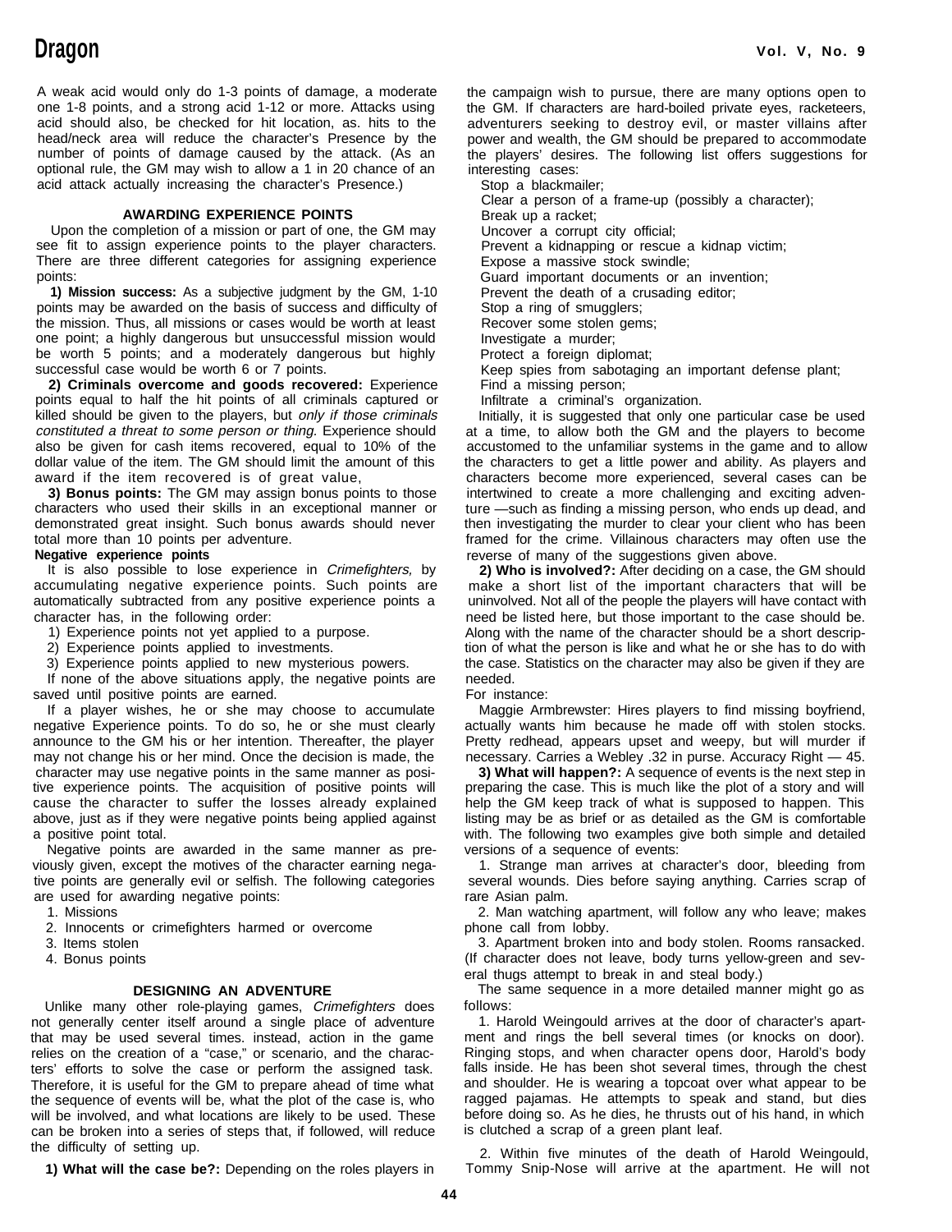A weak acid would only do 1-3 points of damage, a moderate one 1-8 points, and a strong acid 1-12 or more. Attacks using acid should also, be checked for hit location, as. hits to the head/neck area will reduce the character's Presence by the number of points of damage caused by the attack. (As an optional rule, the GM may wish to allow a 1 in 20 chance of an acid attack actually increasing the character's Presence.)

### AWARDING EXPERIENCE POINTS

Upon the completion of a mission or part of one, the GM may see fit to assign experience points to the player characters. There are three different categories for assigning experience points:

**1) Mission success:** As a subjective judgment by the GM, 1-10 points may be awarded on the basis of success and difficulty of the mission. Thus, all missions or cases would be worth at least one point; a highly dangerous but unsuccessful mission would be worth 5 points; and a moderately dangerous but highly successful case would be worth 6 or 7 points.

**2) Criminals overcome and goods recovered:** Experience points equal to half the hit points of all criminals captured or killed should be given to the players, but *only if those criminals constituted a threat to some person or thing.* Experience should also be given for cash items recovered, equal to 10% of the dollar value of the item. The GM should limit the amount of this award if the item recovered is of great value,

**3) Bonus points:** The GM may assign bonus points to those characters who used their skills in an exceptional manner or demonstrated great insight. Such bonus awards should never total more than 10 points per adventure.

**Negative experience points**

It is also possible to lose experience in *Crimefighters,* by accumulating negative experience points. Such points are automatically subtracted from any positive experience points a character has, in the following order:

1) Experience points not yet applied to a purpose.
2) Experience points applied to investments.
3) Experience points applied to new mysterious powers.

If none of the above situations apply, the negative points are saved until positive points are earned.

If a player wishes, he or she may choose to accumulate negative Experience points. To do so, he or she must clearly announce to the GM his or her intention. Thereafter, the player may not change his or her mind. Once the decision is made, the character may use negative points in the same manner as positive experience points. The acquisition of positive points will cause the character to suffer the losses already explained above, just as if they were negative points being applied against a positive point total.

Negative points are awarded in the same manner as previously given, except the motives of the character earning negative points are generally evil or selfish. The following categories are used for awarding negative points:

1. Missions
2. Innocents or crimefighters harmed or overcome
3. Items stolen
4. Bonus points

### DESIGNING AN ADVENTURE

Unlike many other role-playing games, *Crimefighters* does not generally center itself around a single place of adventure that may be used several times. instead, action in the game relies on the creation of a "case," or scenario, and the characters' efforts to solve the case or perform the assigned task. Therefore, it is useful for the GM to prepare ahead of time what the sequence of events will be, what the plot of the case is, who will be involved, and what locations are likely to be used. These can be broken into a series of steps that, if followed, will reduce the difficulty of setting up.

**1) What will the case be?:** Depending on the roles players in the campaign wish to pursue, there are many options open to the GM. If characters are hard-boiled private eyes, racketeers, adventurers seeking to destroy evil, or master villains after power and wealth, the GM should be prepared to accommodate the players' desires. The following list offers suggestions for interesting cases:

Stop a blackmailer;
Clear a person of a frame-up (possibly a character);
Break up a racket;
Uncover a corrupt city official;
Prevent a kidnapping or rescue a kidnap victim;
Expose a massive stock swindle;
Guard important documents or an invention;
Prevent the death of a crusading editor;
Stop a ring of smugglers;
Recover some stolen gems;
Investigate a murder;
Protect a foreign diplomat;
Keep spies from sabotaging an important defense plant;
Find a missing person;
Infiltrate a criminal's organization.

Initially, it is suggested that only one particular case be used at a time, to allow both the GM and the players to become accustomed to the unfamiliar systems in the game and to allow the characters to get a little power and ability. As players and characters become more experienced, several cases can be intertwined to create a more challenging and exciting adventure —such as finding a missing person, who ends up dead, and then investigating the murder to clear your client who has been framed for the crime. Villainous characters may often use the reverse of many of the suggestions given above.

**2) Who is involved?:** After deciding on a case, the GM should make a short list of the important characters that will be uninvolved. Not all of the people the players will have contact with need be listed here, but those important to the case should be. Along with the name of the character should be a short description of what the person is like and what he or she has to do with the case. Statistics on the character may also be given if they are needed.

For instance:

Maggie Armbrewster: Hires players to find missing boyfriend, actually wants him because he made off with stolen stocks. Pretty redhead, appears upset and weepy, but will murder if necessary. Carries a Webley .32 in purse. Accuracy Right — 45.

**3) What will happen?:** A sequence of events is the next step in preparing the case. This is much like the plot of a story and will help the GM keep track of what is supposed to happen. This listing may be as brief or as detailed as the GM is comfortable with. The following two examples give both simple and detailed versions of a sequence of events:

1. Strange man arrives at character's door, bleeding from several wounds. Dies before saying anything. Carries scrap of rare Asian palm.

2. Man watching apartment, will follow any who leave; makes phone call from lobby.

3. Apartment broken into and body stolen. Rooms ransacked. (If character does not leave, body turns yellow-green and several thugs attempt to break in and steal body.)

The same sequence in a more detailed manner might go as follows:

1. Harold Weingould arrives at the door of character's apartment and rings the bell several times (or knocks on door). Ringing stops, and when character opens door, Harold's body falls inside. He has been shot several times, through the chest and shoulder. He is wearing a topcoat over what appear to be ragged pajamas. He attempts to speak and stand, but dies before doing so. As he dies, he thrusts out of his hand, in which is clutched a scrap of a green plant leaf.

2. Within five minutes of the death of Harold Weingould, Tommy Snip-Nose will arrive at the apartment. He will not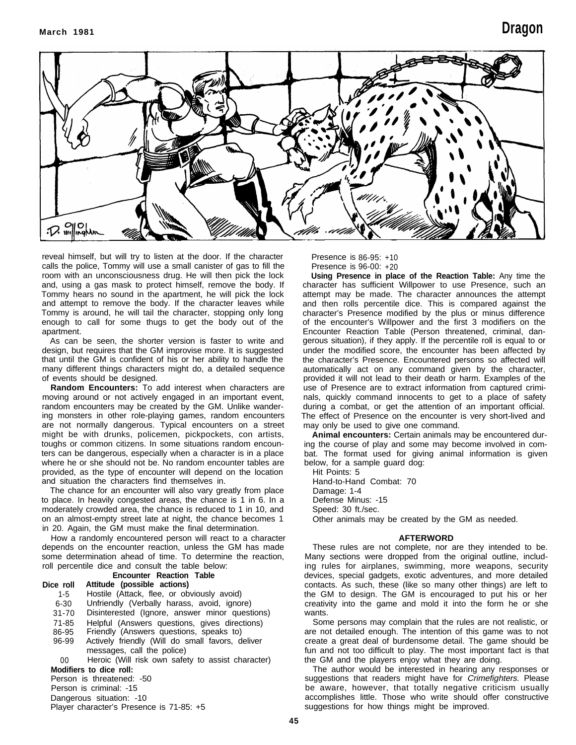reveal himself, but will try to listen at the door. If the character calls the police, Tommy will use a small canister of gas to fill the room with an unconsciousness drug. He will then pick the lock and, using a gas mask to protect himself, remove the body. If Tommy hears no sound in the apartment, he will pick the lock and attempt to remove the body. If the character leaves while Tommy is around, he will tail the character, stopping only long enough to call for some thugs to get the body out of the apartment.

As can be seen, the shorter version is faster to write and design, but requires that the GM improvise more. It is suggested that until the GM is confident of his or her ability to handle the many different things characters might do, a detailed sequence of events should be designed.

**Random Encounters:** To add interest when characters are moving around or not actively engaged in an important event, random encounters may be created by the GM. Unlike wandering monsters in other role-playing games, random encounters are not normally dangerous. Typical encounters on a street might be with drunks, policemen, pickpockets, con artists, toughs or common citizens. In some situations random encounters can be dangerous, especially when a character is in a place where he or she should not be. No random encounter tables are provided, as the type of encounter will depend on the location and situation the characters find themselves in.

The chance for an encounter will also vary greatly from place to place. In heavily congested areas, the chance is 1 in 6. In a moderately crowded area, the chance is reduced to 1 in 10, and on an almost-empty street late at night, the chance becomes 1 in 20. Again, the GM must make the final determination.

How a randomly encountered person will react to a character depends on the encounter reaction, unless the GM has made some determination ahead of time. To determine the reaction, roll percentile dice and consult the table below:

**Encounter Reaction Table**

| Dice roll | Attitude (possible actions) |
|---|---|
| 1-5 | Hostile (Attack, flee, or obviously avoid) |
| 6-30 | Unfriendly (Verbally harass, avoid, ignore) |
| 31-70 | Disinterested (Ignore, answer minor questions) |
| 71-85 | Helpful (Answers questions, gives directions) |
| 86-95 | Friendly (Answers questions, speaks to) |
| 96-99 | Actively friendly (Will do small favors, deliver messages, call the police) |
| 00 | Heroic (Will risk own safety to assist character) |

**Modifiers to dice roll:**

Person is threatened: -50
Person is criminal: -15
Dangerous situation: -10
Player character's Presence is 71-85: +5
Presence is 86-95: +10
Presence is 96-00: +20

**Using Presence in place of the Reaction Table:** Any time the character has sufficient Willpower to use Presence, such an attempt may be made. The character announces the attempt and then rolls percentile dice. This is compared against the character's Presence modified by the plus or minus difference of the encounter's Willpower and the first 3 modifiers on the Encounter Reaction Table (Person threatened, criminal, dangerous situation), if they apply. If the percentile roll is equal to or under the modified score, the encounter has been affected by the character's Presence. Encountered persons so affected will automatically act on any command given by the character, provided it will not lead to their death or harm. Examples of the use of Presence are to extract information from captured criminals, quickly command innocents to get to a place of safety during a combat, or get the attention of an important official. The effect of Presence on the encounter is very short-lived and may only be used to give one command.

**Animal encounters:** Certain animals may be encountered during the course of play and some may become involved in combat. The format used for giving animal information is given below, for a sample guard dog:

Hit Points: 5
Hand-to-Hand Combat: 70
Damage: 1-4
Defense Minus: -15
Speed: 30 ft./sec.
Other animals may be created by the GM as needed.

## AFTERWORD

These rules are not complete, nor are they intended to be. Many sections were dropped from the original outline, including rules for airplanes, swimming, more weapons, security devices, special gadgets, exotic adventures, and more detailed contacts. As such, these (like so many other things) are left to the GM to design. The GM is encouraged to put his or her creativity into the game and mold it into the form he or she wants.

Some persons may complain that the rules are not realistic, or are not detailed enough. The intention of this game was to not create a great deal of burdensome detail. The game should be fun and not too difficult to play. The most important fact is that the GM and the players enjoy what they are doing.

The author would be interested in hearing any responses or suggestions that readers might have for *Crimefighters.* Please be aware, however, that totally negative criticism usually accomplishes little. Those who write should offer constructive suggestions for how things might be improved.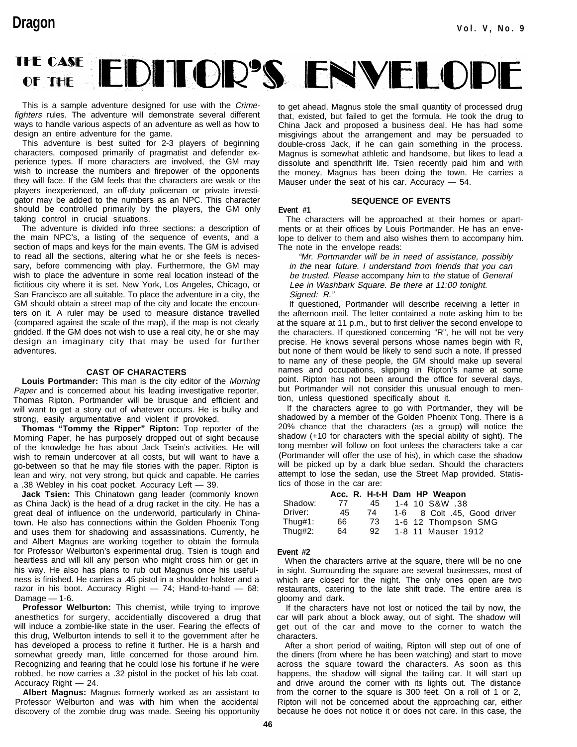# THE CASE OF THE EDITOR'S ENVELOPE

This is a sample adventure designed for use with the *Crimefighters* rules. The adventure will demonstrate several different ways to handle various aspects of an adventure as well as how to design an entire adventure for the game.

This adventure is best suited for 2-3 players of beginning characters, composed primarily of pragmatist and defender experience types. If more characters are involved, the GM may wish to increase the numbers and firepower of the opponents they will face. If the GM feels that the characters are weak or the players inexperienced, an off-duty policeman or private investigator may be added to the numbers as an NPC. This character should be controlled primarily by the players, the GM only taking control in crucial situations.

The adventure is divided info three sections: a description of the main NPC's, a listing of the sequence of events, and a section of maps and keys for the main events. The GM is advised to read all the sections, altering what he or she feels is necessary, before commencing with play. Furthermore, the GM may wish to place the adventure in some real location instead of the fictitious city where it is set. New York, Los Angeles, Chicago, or San Francisco are all suitable. To place the adventure in a city, the GM should obtain a street map of the city and locate the encounters on it. A ruler may be used to measure distance travelled (compared against the scale of the map), if the map is not clearly gridded. If the GM does not wish to use a real city, he or she may design an imaginary city that may be used for further adventures.

## CAST OF CHARACTERS

**Louis Portmander:** This man is the city editor of the *Morning Paper* and is concerned about his leading investigative reporter, Thomas Ripton. Portmander will be brusque and efficient and will want to get a story out of whatever occurs. He is bulky and strong, easily argumentative and violent if provoked.

**Thomas "Tommy the Ripper" Ripton:** Top reporter of the Morning Paper, he has purposely dropped out of sight because of the knowledge he has about Jack Tsein's activities. He will wish to remain undercover at all costs, but will want to have a go-between so that he may file stories with the paper. Ripton is lean and wiry, not very strong, but quick and capable. He carries a .38 Webley in his coat pocket. Accuracy Left — 39.

**Jack Tsien:** This Chinatown gang leader (commonly known as China Jack) is the head of a drug racket in the city. He has a great deal of influence on the underworld, particularly in Chinatown. He also has connections within the Golden Phoenix Tong and uses them for shadowing and assassinations. Currently, he and Albert Magnus are working together to obtain the formula for Professor Welburton's experimental drug. Tsien is tough and heartless and will kill any person who might cross him or get in his way. He also has plans to rub out Magnus once his usefulness is finished. He carries a .45 pistol in a shoulder holster and a razor in his boot. Accuracy Right — 74; Hand-to-hand — 68; Damage — 1-6.

**Professor Welburton:** This chemist, while trying to improve anesthetics for surgery, accidentially discovered a drug that will induce a zombie-like state in the user. Fearing the effects of this drug, Welburton intends to sell it to the government after he has developed a process to refine it further. He is a harsh and somewhat greedy man, little concerned for those around him. Recognizing and fearing that he could lose his fortune if he were robbed, he now carries a .32 pistol in the pocket of his lab coat. Accuracy Right — 24.

**Albert Magnus:** Magnus formerly worked as an assistant to Professor Welburton and was with him when the accidental discovery of the zombie drug was made. Seeing his opportunity to get ahead, Magnus stole the small quantity of processed drug that, existed, but failed to get the formula. He took the drug to China Jack and proposed a business deal. He has had some misgivings about the arrangement and may be persuaded to double-cross Jack, if he can gain something in the process. Magnus is somewhat athletic and handsome, but likes to lead a dissolute and spendthrift life. Tsien recently paid him and with the money, Magnus has been doing the town. He carries a Mauser under the seat of his car. Accuracy — 54.

## SEQUENCE OF EVENTS

**Event #1**

The characters will be approached at their homes or apartments or at their offices by Louis Portmander. He has an envelope to deliver to them and also wishes them to accompany him. The note in the envelope reads:

> *"Mr. Portmander will be in need of assistance, possibly in the near future. I understand from friends that you can be trusted. Please accompany him to the statue of General Lee in Washbark Square. Be there at 11:00 tonight. Signed: R."*

If questioned, Portmander will describe receiving a letter in the afternoon mail. The letter contained a note asking him to be at the square at 11 p.m., but to first deliver the second envelope to the characters. If questioned concerning "R", he will not be very precise. He knows several persons whose names begin with R, but none of them would be likely to send such a note. If pressed to name any of these people, the GM should make up several names and occupations, slipping in Ripton's name at some point. Ripton has not been around the office for several days, but Portmander will not consider this unusual enough to mention, unless questioned specifically about it.

If the characters agree to go with Portmander, they will be shadowed by a member of the Golden Phoenix Tong. There is a 20% chance that the characters (as a group) will notice the shadow (+10 for characters with the special ability of sight). The tong member will follow on foot unless the characters take a car (Portmander will offer the use of his), in which case the shadow will be picked up by a dark blue sedan. Should the characters attempt to lose the sedan, use the Street Map provided. Statistics of those in the car are:

| | Acc. | R. H-t-H | Dam | HP | Weapon |
|---|---|---|---|---|---|
| Shadow: | 77 | 45 | 1-4 | 10 | S&W .38 |
| Driver: | 45 | 74 | 1-6 | 8 | Colt .45, Good driver |
| Thug#1: | 66 | 73 | 1-6 | 12 | Thompson SMG |
| Thug#2: | 64 | 92 | 1-8 | 11 | Mauser 1912 |

**Event #2**

When the characters arrive at the square, there will be no one in sight. Surrounding the square are several businesses, most of which are closed for the night. The only ones open are two restaurants, catering to the late shift trade. The entire area is gloomy and dark.

If the characters have not lost or noticed the tail by now, the car will park about a block away, out of sight. The shadow will get out of the car and move to the corner to watch the characters.

After a short period of waiting, Ripton will step out of one of the diners (from where he has been watching) and start to move across the square toward the characters. As soon as this happens, the shadow will signal the tailing car. It will start up and drive around the corner with its lights out. The distance from the corner to the square is 300 feet. On a roll of 1 or 2, Ripton will not be concerned about the approaching car, either because he does not notice it or does not care. In this case, the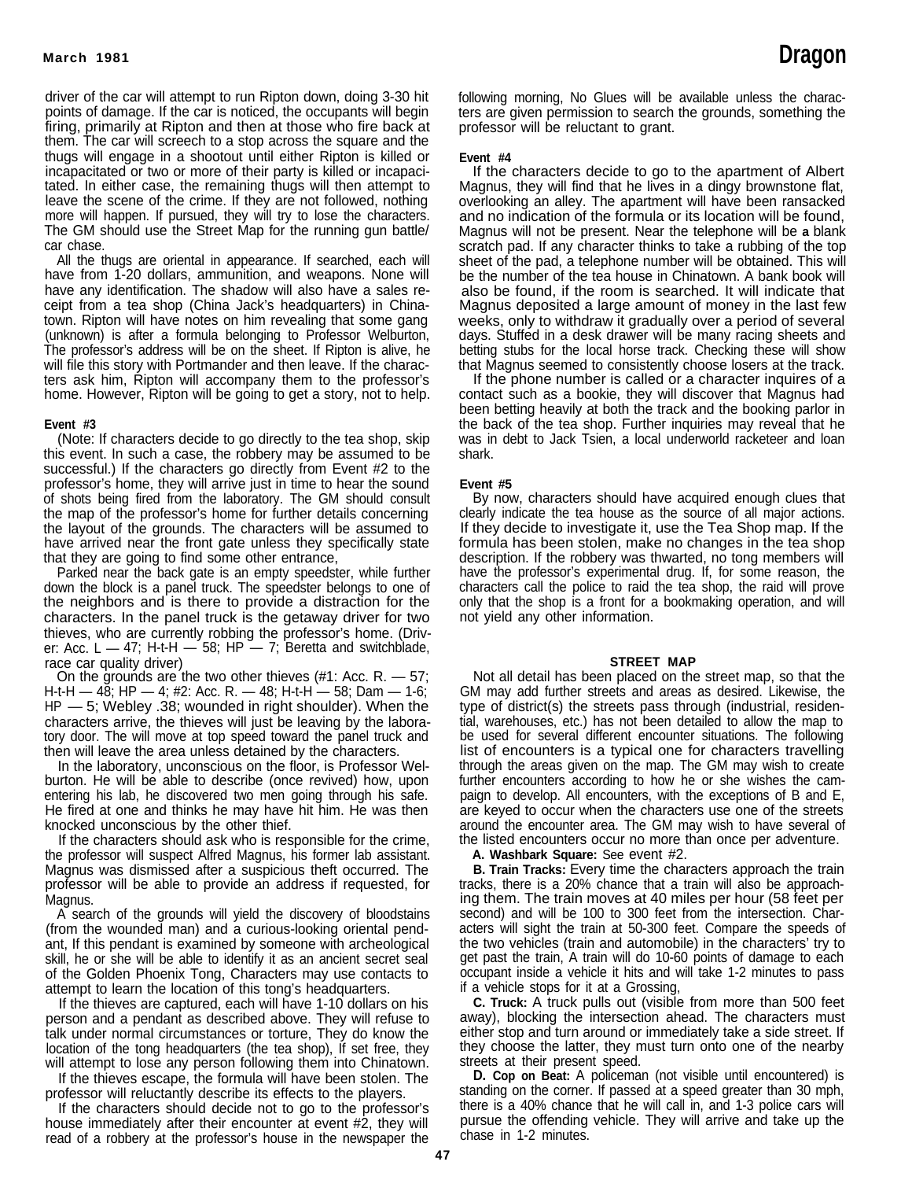driver of the car will attempt to run Ripton down, doing 3-30 hit points of damage. If the car is noticed, the occupants will begin firing, primarily at Ripton and then at those who fire back at them. The car will screech to a stop across the square and the thugs will engage in a shootout until either Ripton is killed or incapacitated or two or more of their party is killed or incapacitated. In either case, the remaining thugs will then attempt to leave the scene of the crime. If they are not followed, nothing more will happen. If pursued, they will try to lose the characters. The GM should use the Street Map for the running gun battle/car chase.

All the thugs are oriental in appearance. If searched, each will have from 1-20 dollars, ammunition, and weapons. None will have any identification. The shadow will also have a sales receipt from a tea shop (China Jack's headquarters) in Chinatown. Ripton will have notes on him revealing that some gang (unknown) is after a formula belonging to Professor Welburton, The professor's address will be on the sheet. If Ripton is alive, he will file this story with Portmander and then leave. If the characters ask him, Ripton will accompany them to the professor's home. However, Ripton will be going to get a story, not to help.

**Event #3**

(Note: If characters decide to go directly to the tea shop, skip this event. In such a case, the robbery may be assumed to be successful.) If the characters go directly from Event #2 to the professor's home, they will arrive just in time to hear the sound of shots being fired from the laboratory. The GM should consult the map of the professor's home for further details concerning the layout of the grounds. The characters will be assumed to have arrived near the front gate unless they specifically state that they are going to find some other entrance,

Parked near the back gate is an empty speedster, while further down the block is a panel truck. The speedster belongs to one of the neighbors and is there to provide a distraction for the characters. In the panel truck is the getaway driver for two thieves, who are currently robbing the professor's home. (Driver: Acc. L — 47; H-t-H — 58; HP — 7; Beretta and switchblade, race car quality driver)

On the grounds are the two other thieves (#1: Acc. R. — 57; H-t-H — 48; HP — 4; #2: Acc. R. — 48; H-t-H — 58; Dam — 1-6; HP — 5; Webley .38; wounded in right shoulder). When the characters arrive, the thieves will just be leaving by the laboratory door. The will move at top speed toward the panel truck and then will leave the area unless detained by the characters.

In the laboratory, unconscious on the floor, is Professor Welburton. He will be able to describe (once revived) how, upon entering his lab, he discovered two men going through his safe. He fired at one and thinks he may have hit him. He was then knocked unconscious by the other thief.

If the characters should ask who is responsible for the crime, the professor will suspect Alfred Magnus, his former lab assistant. Magnus was dismissed after a suspicious theft occurred. The professor will be able to provide an address if requested, for Magnus.

A search of the grounds will yield the discovery of bloodstains (from the wounded man) and a curious-looking oriental pendant, If this pendant is examined by someone with archeological skill, he or she will be able to identify it as an ancient secret seal of the Golden Phoenix Tong, Characters may use contacts to attempt to learn the location of this tong's headquarters.

If the thieves are captured, each will have 1-10 dollars on his person and a pendant as described above. They will refuse to talk under normal circumstances or torture, They do know the location of the tong headquarters (the tea shop), If set free, they will attempt to lose any person following them into Chinatown.

If the thieves escape, the formula will have been stolen. The professor will reluctantly describe its effects to the players.

If the characters should decide not to go to the professor's house immediately after their encounter at event #2, they will read of a robbery at the professor's house in the newspaper the following morning, No Glues will be available unless the characters are given permission to search the grounds, something the professor will be reluctant to grant.

**Event #4**

If the characters decide to go to the apartment of Albert Magnus, they will find that he lives in a dingy brownstone flat, overlooking an alley. The apartment will have been ransacked and no indication of the formula or its location will be found, Magnus will not be present. Near the telephone will be a blank scratch pad. If any character thinks to take a rubbing of the top sheet of the pad, a telephone number will be obtained. This will be the number of the tea house in Chinatown. A bank book will also be found, if the room is searched. It will indicate that Magnus deposited a large amount of money in the last few weeks, only to withdraw it gradually over a period of several days. Stuffed in a desk drawer will be many racing sheets and betting stubs for the local horse track. Checking these will show that Magnus seemed to consistently choose losers at the track.

If the phone number is called or a character inquires of a contact such as a bookie, they will discover that Magnus had been betting heavily at both the track and the booking parlor in the back of the tea shop. Further inquiries may reveal that he was in debt to Jack Tsien, a local underworld racketeer and loan shark.

**Event #5**

By now, characters should have acquired enough clues that clearly indicate the tea house as the source of all major actions. If they decide to investigate it, use the Tea Shop map. If the formula has been stolen, make no changes in the tea shop description. If the robbery was thwarted, no tong members will have the professor's experimental drug. If, for some reason, the characters call the police to raid the tea shop, the raid will prove only that the shop is a front for a bookmaking operation, and will not yield any other information.

**STREET MAP**

Not all detail has been placed on the street map, so that the GM may add further streets and areas as desired. Likewise, the type of district(s) the streets pass through (industrial, residential, warehouses, etc.) has not been detailed to allow the map to be used for several different encounter situations. The following list of encounters is a typical one for characters travelling through the areas given on the map. The GM may wish to create further encounters according to how he or she wishes the campaign to develop. All encounters, with the exceptions of B and E, are keyed to occur when the characters use one of the streets around the encounter area. The GM may wish to have several of the listed encounters occur no more than once per adventure.

**A. Washbark Square:** See event #2.

**B. Train Tracks:** Every time the characters approach the train tracks, there is a 20% chance that a train will also be approaching them. The train moves at 40 miles per hour (58 feet per second) and will be 100 to 300 feet from the intersection. Characters will sight the train at 50-300 feet. Compare the speeds of the two vehicles (train and automobile) in the characters' try to get past the train, A train will do 10-60 points of damage to each occupant inside a vehicle it hits and will take 1-2 minutes to pass if a vehicle stops for it at a Grossing,

**C. Truck:** A truck pulls out (visible from more than 500 feet away), blocking the intersection ahead. The characters must either stop and turn around or immediately take a side street. If they choose the latter, they must turn onto one of the nearby streets at their present speed.

**D. Cop on Beat:** A policeman (not visible until encountered) is standing on the corner. If passed at a speed greater than 30 mph, there is a 40% chance that he will call in, and 1-3 police cars will pursue the offending vehicle. They will arrive and take up the chase in 1-2 minutes.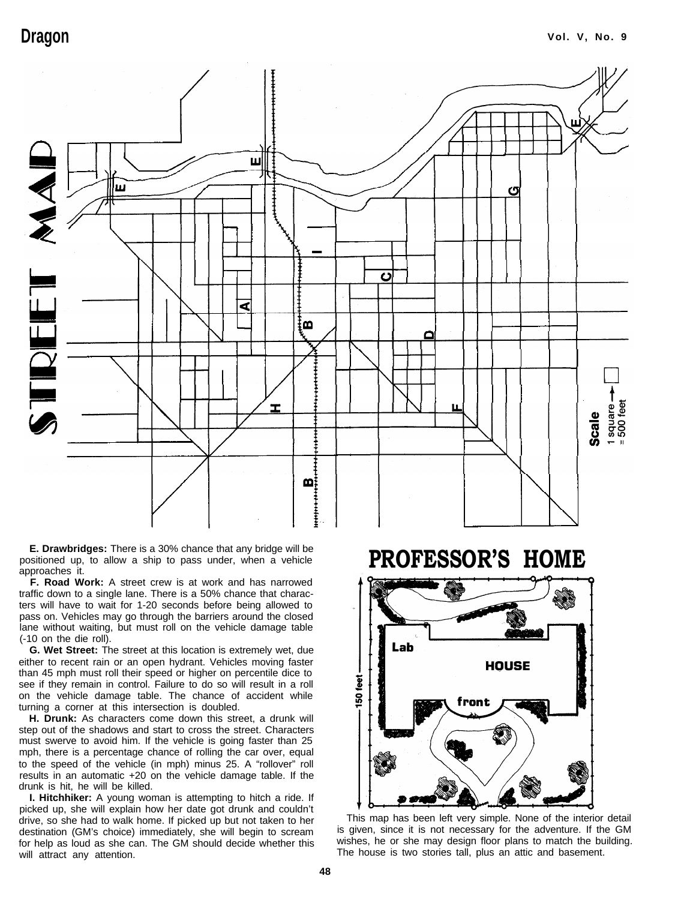# STREET MAP

Scale: 1 square = 500 feet

**E. Drawbridges:** There is a 30% chance that any bridge will be positioned up, to allow a ship to pass under, when a vehicle approaches it.

**F. Road Work:** A street crew is at work and has narrowed traffic down to a single lane. There is a 50% chance that characters will have to wait for 1-20 seconds before being allowed to pass on. Vehicles may go through the barriers around the closed lane without waiting, but must roll on the vehicle damage table (-10 on the die roll).

**G. Wet Street:** The street at this location is extremely wet, due either to recent rain or an open hydrant. Vehicles moving faster than 45 mph must roll their speed or higher on percentile dice to see if they remain in control. Failure to do so will result in a roll on the vehicle damage table. The chance of accident while turning a corner at this intersection is doubled.

**H. Drunk:** As characters come down this street, a drunk will step out of the shadows and start to cross the street. Characters must swerve to avoid him. If the vehicle is going faster than 25 mph, there is a percentage chance of rolling the car over, equal to the speed of the vehicle (in mph) minus 25. A "rollover" roll results in an automatic +20 on the vehicle damage table. If the drunk is hit, he will be killed.

**I. Hitchhiker:** A young woman is attempting to hitch a ride. If picked up, she will explain how her date got drunk and couldn't drive, so she had to walk home. If picked up but not taken to her destination (GM's choice) immediately, she will begin to scream for help as loud as she can. The GM should decide whether this will attract any attention.

# PROFESSOR'S HOME

Lab — HOUSE — front — 150 feet

This map has been left very simple. None of the interior detail is given, since it is not necessary for the adventure. If the GM wishes, he or she may design floor plans to match the building. The house is two stories tall, plus an attic and basement.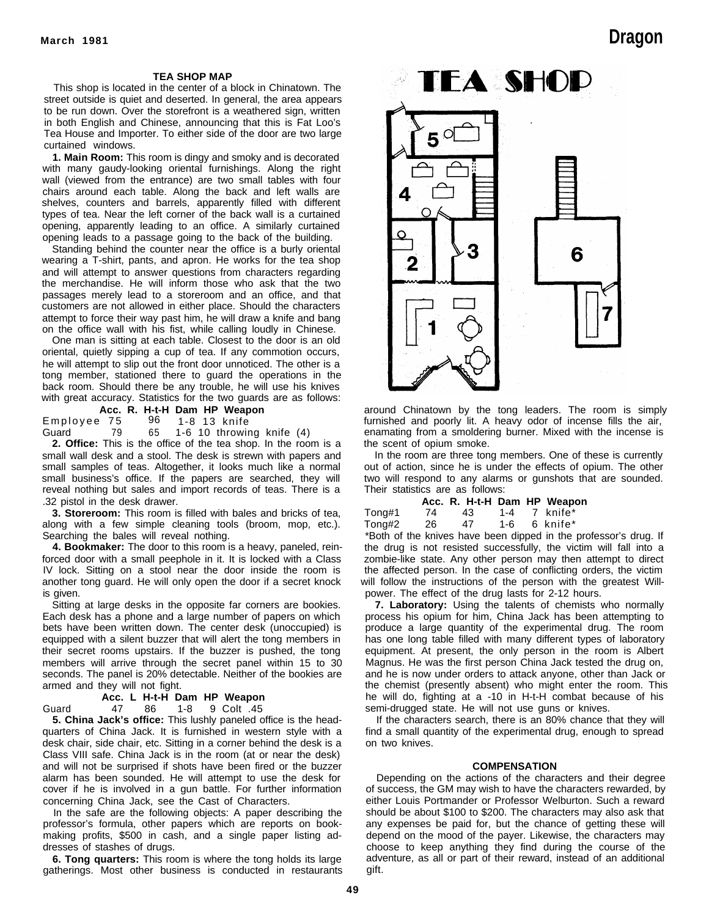## TEA SHOP MAP

This shop is located in the center of a block in Chinatown. The street outside is quiet and deserted. In general, the area appears to be run down. Over the storefront is a weathered sign, written in both English and Chinese, announcing that this is Fat Loo's Tea House and Importer. To either side of the door are two large curtained windows.

**1. Main Room:** This room is dingy and smoky and is decorated with many gaudy-looking oriental furnishings. Along the right wall (viewed from the entrance) are two small tables with four chairs around each table. Along the back and left walls are shelves, counters and barrels, apparently filled with different types of tea. Near the left corner of the back wall is a curtained opening, apparently leading to an office. A similarly curtained opening leads to a passage going to the back of the building.

Standing behind the counter near the office is a burly oriental wearing a T-shirt, pants, and apron. He works for the tea shop and will attempt to answer questions from characters regarding the merchandise. He will inform those who ask that the two passages merely lead to a storeroom and an office, and that customers are not allowed in either place. Should the characters attempt to force their way past him, he will draw a knife and bang on the office wall with his fist, while calling loudly in Chinese.

One man is sitting at each table. Closest to the door is an old oriental, quietly sipping a cup of tea. If any commotion occurs, he will attempt to slip out the front door unnoticed. The other is a tong member, stationed there to guard the operations in the back room. Should there be any trouble, he will use his knives with great accuracy. Statistics for the two guards are as follows:

| | Acc. | R. | H-t-H | Dam | HP | Weapon |
|---|---|---|---|---|---|---|
| Employee | 75 | | 96 | 1-8 | 13 | knife |
| Guard | 79 | | 65 | 1-6 | 10 | throwing knife (4) |

**2. Office:** This is the office of the tea shop. In the room is a small wall desk and a stool. The desk is strewn with papers and small samples of teas. Altogether, it looks much like a normal small business's office. If the papers are searched, they will reveal nothing but sales and import records of teas. There is a .32 pistol in the desk drawer.

**3. Storeroom:** This room is filled with bales and bricks of tea, along with a few simple cleaning tools (broom, mop, etc.). Searching the bales will reveal nothing.

**4. Bookmaker:** The door to this room is a heavy, paneled, reinforced door with a small peephole in it. It is locked with a Class IV lock. Sitting on a stool near the door inside the room is another tong guard. He will only open the door if a secret knock is given.

Sitting at large desks in the opposite far corners are bookies. Each desk has a phone and a large number of papers on which bets have been written down. The center desk (unoccupied) is equipped with a silent buzzer that will alert the tong members in their secret rooms upstairs. If the buzzer is pushed, the tong members will arrive through the secret panel within 15 to 30 seconds. The panel is 20% detectable. Neither of the bookies are armed and they will not fight.

| | Acc. | L | H-t-H | Dam | HP | Weapon |
|---|---|---|---|---|---|---|
| Guard | 47 | | 86 | 1-8 | 9 | Colt .45 |

**5. China Jack's office:** This lushly paneled office is the headquarters of China Jack. It is furnished in western style with a desk chair, side chair, etc. Sitting in a corner behind the desk is a Class VIII safe. China Jack is in the room (at or near the desk) and will not be surprised if shots have been fired or the buzzer alarm has been sounded. He will attempt to use the desk for cover if he is involved in a gun battle. For further information concerning China Jack, see the Cast of Characters.

In the safe are the following objects: A paper describing the professor's formula, other papers which are reports on bookmaking profits, $500 in cash, and a single paper listing addresses of stashes of drugs.

**6. Tong quarters:** This room is where the tong holds its large gatherings. Most other business is conducted in restaurants around Chinatown by the tong leaders. The room is simply furnished and poorly lit. A heavy odor of incense fills the air, enamating from a smoldering burner. Mixed with the incense is the scent of opium smoke.

In the room are three tong members. One of these is currently out of action, since he is under the effects of opium. The other two will respond to any alarms or gunshots that are sounded. Their statistics are as follows:

| | Acc. | R. | H-t-H | Dam | HP | Weapon |
|---|---|---|---|---|---|---|
| Tong#1 | 74 | | 43 | 1-4 | 7 | knife* |
| Tong#2 | 26 | | 47 | 1-6 | 6 | knife* |

*Both of the knives have been dipped in the professor's drug. If the drug is not resisted successfully, the victim will fall into a zombie-like state. Any other person may then attempt to direct the affected person. In the case of conflicting orders, the victim will follow the instructions of the person with the greatest Willpower. The effect of the drug lasts for 2-12 hours.

**7. Laboratory:** Using the talents of chemists who normally process his opium for him, China Jack has been attempting to produce a large quantity of the experimental drug. The room has one long table filled with many different types of laboratory equipment. At present, the only person in the room is Albert Magnus. He was the first person China Jack tested the drug on, and he is now under orders to attack anyone, other than Jack or the chemist (presently absent) who might enter the room. This he will do, fighting at a -10 in H-t-H combat because of his semi-drugged state. He will not use guns or knives.

If the characters search, there is an 80% chance that they will find a small quantity of the experimental drug, enough to spread on two knives.

### COMPENSATION

Depending on the actions of the characters and their degree of success, the GM may wish to have the characters rewarded, by either Louis Portmander or Professor Welburton. Such a reward should be about $100 to $200. The characters may also ask that any expenses be paid for, but the chance of getting these will depend on the mood of the payer. Likewise, the characters may choose to keep anything they find during the course of the adventure, as all or part of their reward, instead of an additional gift.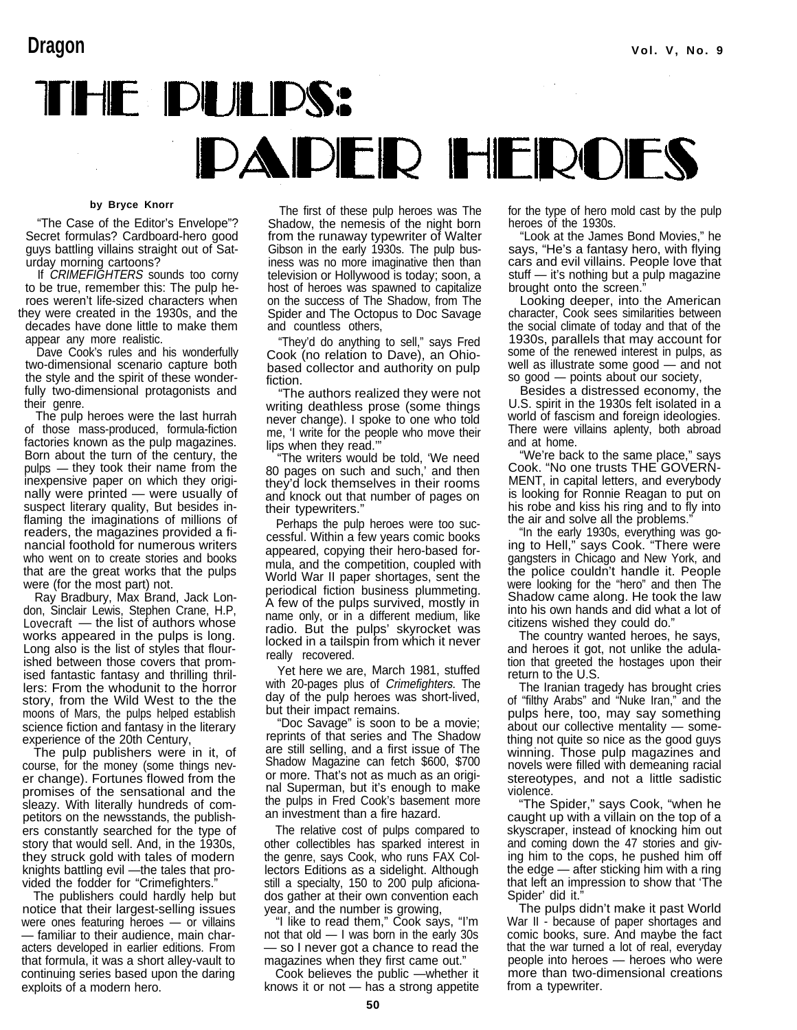# THE PULPS: PAPER HEROES

**by Bryce Knorr**

"The Case of the Editor's Envelope"? Secret formulas? Cardboard-hero good guys battling villains straight out of Saturday morning cartoons?

If *CRIMEFIGHTERS* sounds too corny to be true, remember this: The pulp heroes weren't life-sized characters when they were created in the 1930s, and the decades have done little to make them appear any more realistic.

Dave Cook's rules and his wonderfully two-dimensional scenario capture both the style and the spirit of these wonderfully two-dimensional protagonists and their genre.

The pulp heroes were the last hurrah of those mass-produced, formula-fiction factories known as the pulp magazines. Born about the turn of the century, the pulps — they took their name from the inexpensive paper on which they originally were printed — were usually of suspect literary quality, But besides inflaming the imaginations of millions of readers, the magazines provided a financial foothold for numerous writers who went on to create stories and books that are the great works that the pulps were (for the most part) not.

Ray Bradbury, Max Brand, Jack London, Sinclair Lewis, Stephen Crane, H.P, Lovecraft — the list of authors whose works appeared in the pulps is long. Long also is the list of styles that flourished between those covers that promised fantastic fantasy and thrilling thrillers: From the whodunit to the horror story, from the Wild West to the the moons of Mars, the pulps helped establish science fiction and fantasy in the literary experience of the 20th Century,

The pulp publishers were in it, of course, for the money (some things never change). Fortunes flowed from the promises of the sensational and the sleazy. With literally hundreds of competitors on the newsstands, the publishers constantly searched for the type of story that would sell. And, in the 1930s, they struck gold with tales of modern knights battling evil —the tales that provided the fodder for "Crimefighters."

The publishers could hardly help but notice that their largest-selling issues were ones featuring heroes — or villains — familiar to their audience, main characters developed in earlier editions. From that formula, it was a short alley-vault to continuing series based upon the daring exploits of a modern hero.

The first of these pulp heroes was The Shadow, the nemesis of the night born from the runaway typewriter of Walter Gibson in the early 1930s. The pulp business was no more imaginative then than television or Hollywood is today; soon, a host of heroes was spawned to capitalize on the success of The Shadow, from The Spider and The Octopus to Doc Savage and countless others,

"They'd do anything to sell," says Fred Cook (no relation to Dave), an Ohio-based collector and authority on pulp fiction.

"The authors realized they were not writing deathless prose (some things never change). I spoke to one who told me, 'I write for the people who move their lips when they read.'"

"The writers would be told, 'We need 80 pages on such and such,' and then they'd lock themselves in their rooms and knock out that number of pages on their typewriters."

Perhaps the pulp heroes were too successful. Within a few years comic books appeared, copying their hero-based formula, and the competition, coupled with World War II paper shortages, sent the periodical fiction business plummeting. A few of the pulps survived, mostly in name only, or in a different medium, like radio. But the pulps' skyrocket was locked in a tailspin from which it never really recovered.

Yet here we are, March 1981, stuffed with 20-pages plus of *Crimefighters.* The day of the pulp heroes was short-lived, but their impact remains.

"Doc Savage" is soon to be a movie; reprints of that series and The Shadow are still selling, and a first issue of The Shadow Magazine can fetch $600, $700 or more. That's not as much as an original Superman, but it's enough to make the pulps in Fred Cook's basement more an investment than a fire hazard.

The relative cost of pulps compared to other collectibles has sparked interest in the genre, says Cook, who runs FAX Collectors Editions as a sidelight. Although still a specialty, 150 to 200 pulp aficionados gather at their own convention each year, and the number is growing,

"I like to read them," Cook says, "I'm not that old — I was born in the early 30s — so I never got a chance to read the magazines when they first came out."

Cook believes the public —whether it knows it or not — has a strong appetite for the type of hero mold cast by the pulp heroes of the 1930s.

"Look at the James Bond Movies," he says, "He's a fantasy hero, with flying cars and evil villains. People love that stuff — it's nothing but a pulp magazine brought onto the screen."

Looking deeper, into the American character, Cook sees similarities between the social climate of today and that of the 1930s, parallels that may account for some of the renewed interest in pulps, as well as illustrate some good — and not so good — points about our society,

Besides a distressed economy, the U.S. spirit in the 1930s felt isolated in a world of fascism and foreign ideologies. There were villains aplenty, both abroad and at home.

"We're back to the same place," says Cook. "No one trusts THE GOVERNMENT, in capital letters, and everybody is looking for Ronnie Reagan to put on his robe and kiss his ring and to fly into the air and solve all the problems."

"In the early 1930s, everything was going to Hell," says Cook. "There were gangsters in Chicago and New York, and the police couldn't handle it. People were looking for the "hero" and then The Shadow came along. He took the law into his own hands and did what a lot of citizens wished they could do."

The country wanted heroes, he says, and heroes it got, not unlike the adulation that greeted the hostages upon their return to the U.S.

The Iranian tragedy has brought cries of "filthy Arabs" and "Nuke Iran," and the pulps here, too, may say something about our collective mentality — something not quite so nice as the good guys winning. Those pulp magazines and novels were filled with demeaning racial stereotypes, and not a little sadistic violence.

"The Spider," says Cook, "when he caught up with a villain on the top of a skyscraper, instead of knocking him out and coming down the 47 stories and giving him to the cops, he pushed him off the edge — after sticking him with a ring that left an impression to show that 'The Spider' did it."

The pulps didn't make it past World War II - because of paper shortages and comic books, sure. And maybe the fact that the war turned a lot of real, everyday people into heroes — heroes who were more than two-dimensional creations from a typewriter.